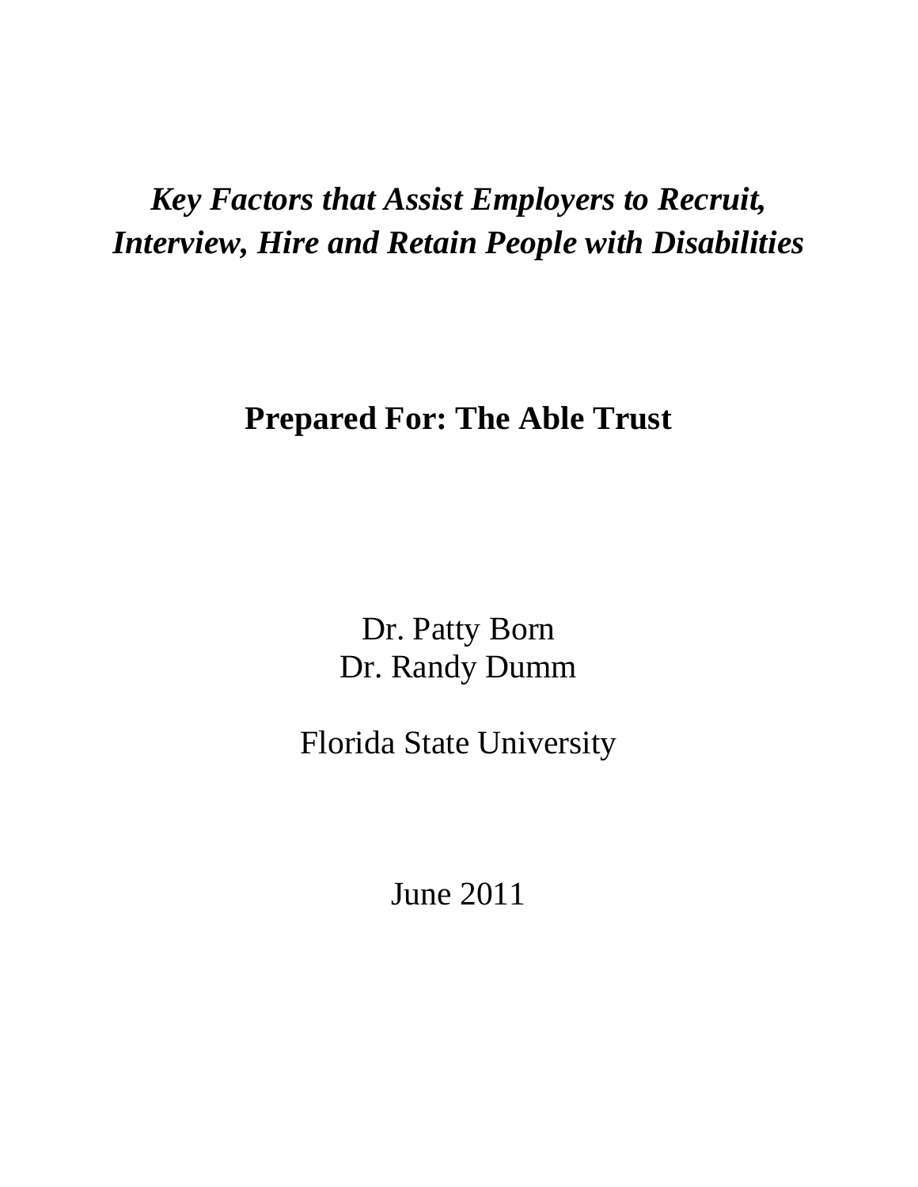# *Key Factors that Assist Employers to Recruit, Interview, Hire and Retain People with Disabilities*

**Prepared For: The Able Trust**

Dr. Patty Born
Dr. Randy Dumm

Florida State University

June 2011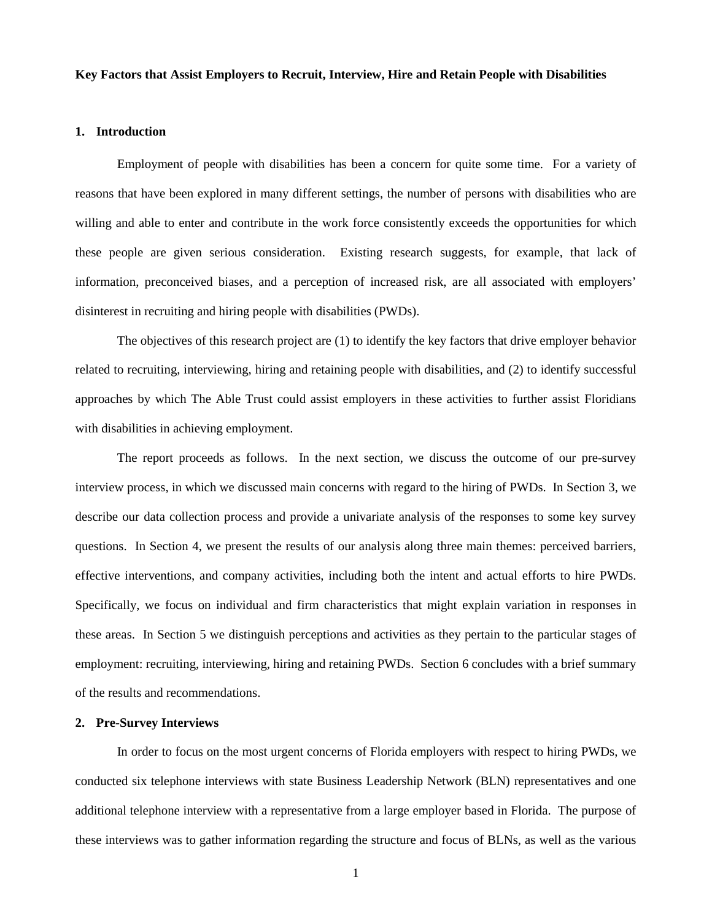**Key Factors that Assist Employers to Recruit, Interview, Hire and Retain People with Disabilities**

## 1. Introduction

Employment of people with disabilities has been a concern for quite some time. For a variety of reasons that have been explored in many different settings, the number of persons with disabilities who are willing and able to enter and contribute in the work force consistently exceeds the opportunities for which these people are given serious consideration. Existing research suggests, for example, that lack of information, preconceived biases, and a perception of increased risk, are all associated with employers' disinterest in recruiting and hiring people with disabilities (PWDs).

The objectives of this research project are (1) to identify the key factors that drive employer behavior related to recruiting, interviewing, hiring and retaining people with disabilities, and (2) to identify successful approaches by which The Able Trust could assist employers in these activities to further assist Floridians with disabilities in achieving employment.

The report proceeds as follows. In the next section, we discuss the outcome of our pre-survey interview process, in which we discussed main concerns with regard to the hiring of PWDs. In Section 3, we describe our data collection process and provide a univariate analysis of the responses to some key survey questions. In Section 4, we present the results of our analysis along three main themes: perceived barriers, effective interventions, and company activities, including both the intent and actual efforts to hire PWDs. Specifically, we focus on individual and firm characteristics that might explain variation in responses in these areas. In Section 5 we distinguish perceptions and activities as they pertain to the particular stages of employment: recruiting, interviewing, hiring and retaining PWDs. Section 6 concludes with a brief summary of the results and recommendations.

## 2. Pre-Survey Interviews

In order to focus on the most urgent concerns of Florida employers with respect to hiring PWDs, we conducted six telephone interviews with state Business Leadership Network (BLN) representatives and one additional telephone interview with a representative from a large employer based in Florida. The purpose of these interviews was to gather information regarding the structure and focus of BLNs, as well as the various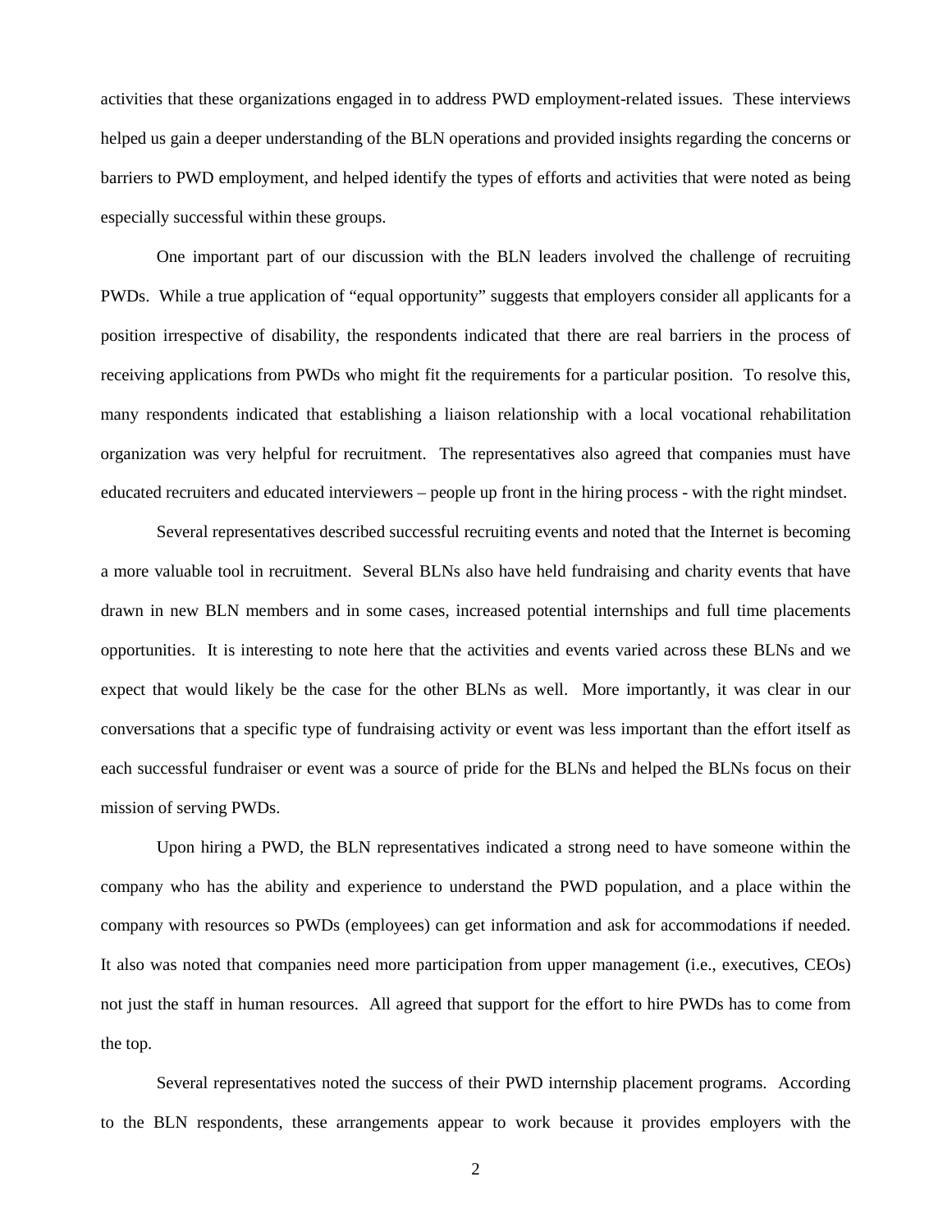activities that these organizations engaged in to address PWD employment-related issues. These interviews helped us gain a deeper understanding of the BLN operations and provided insights regarding the concerns or barriers to PWD employment, and helped identify the types of efforts and activities that were noted as being especially successful within these groups.

One important part of our discussion with the BLN leaders involved the challenge of recruiting PWDs. While a true application of "equal opportunity" suggests that employers consider all applicants for a position irrespective of disability, the respondents indicated that there are real barriers in the process of receiving applications from PWDs who might fit the requirements for a particular position. To resolve this, many respondents indicated that establishing a liaison relationship with a local vocational rehabilitation organization was very helpful for recruitment. The representatives also agreed that companies must have educated recruiters and educated interviewers – people up front in the hiring process - with the right mindset.

Several representatives described successful recruiting events and noted that the Internet is becoming a more valuable tool in recruitment. Several BLNs also have held fundraising and charity events that have drawn in new BLN members and in some cases, increased potential internships and full time placements opportunities. It is interesting to note here that the activities and events varied across these BLNs and we expect that would likely be the case for the other BLNs as well. More importantly, it was clear in our conversations that a specific type of fundraising activity or event was less important than the effort itself as each successful fundraiser or event was a source of pride for the BLNs and helped the BLNs focus on their mission of serving PWDs.

Upon hiring a PWD, the BLN representatives indicated a strong need to have someone within the company who has the ability and experience to understand the PWD population, and a place within the company with resources so PWDs (employees) can get information and ask for accommodations if needed. It also was noted that companies need more participation from upper management (i.e., executives, CEOs) not just the staff in human resources. All agreed that support for the effort to hire PWDs has to come from the top.

Several representatives noted the success of their PWD internship placement programs. According to the BLN respondents, these arrangements appear to work because it provides employers with the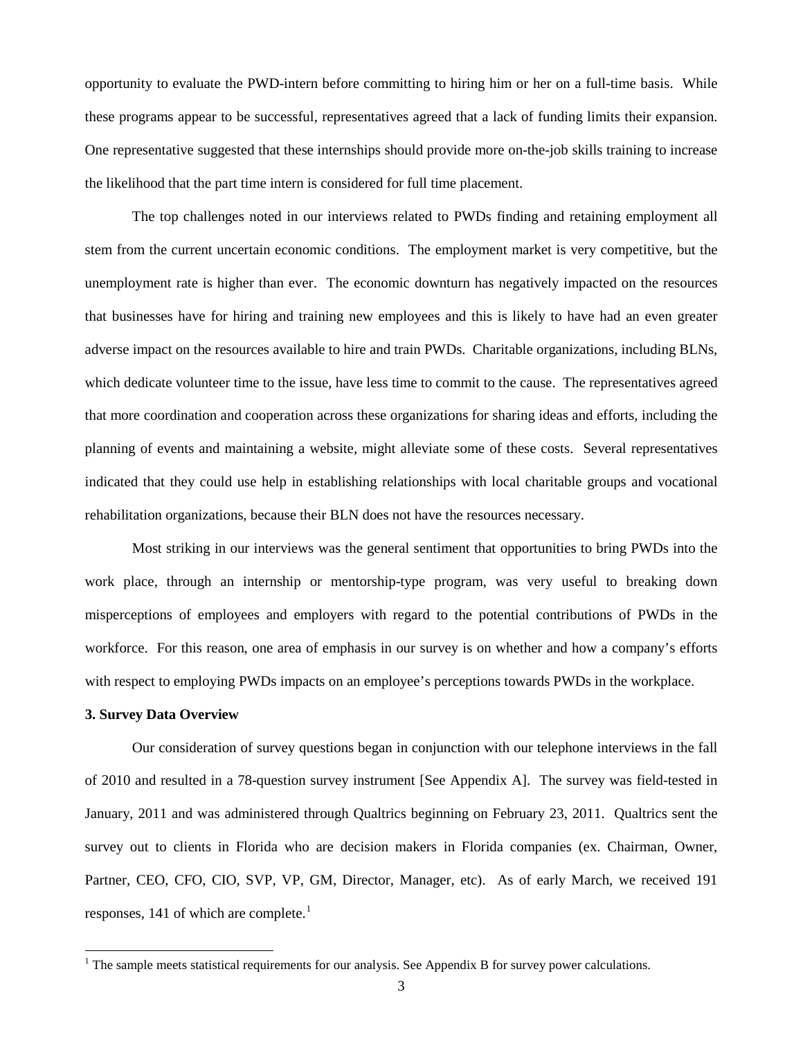opportunity to evaluate the PWD-intern before committing to hiring him or her on a full-time basis. While these programs appear to be successful, representatives agreed that a lack of funding limits their expansion. One representative suggested that these internships should provide more on-the-job skills training to increase the likelihood that the part time intern is considered for full time placement.

The top challenges noted in our interviews related to PWDs finding and retaining employment all stem from the current uncertain economic conditions. The employment market is very competitive, but the unemployment rate is higher than ever. The economic downturn has negatively impacted on the resources that businesses have for hiring and training new employees and this is likely to have had an even greater adverse impact on the resources available to hire and train PWDs. Charitable organizations, including BLNs, which dedicate volunteer time to the issue, have less time to commit to the cause. The representatives agreed that more coordination and cooperation across these organizations for sharing ideas and efforts, including the planning of events and maintaining a website, might alleviate some of these costs. Several representatives indicated that they could use help in establishing relationships with local charitable groups and vocational rehabilitation organizations, because their BLN does not have the resources necessary.

Most striking in our interviews was the general sentiment that opportunities to bring PWDs into the work place, through an internship or mentorship-type program, was very useful to breaking down misperceptions of employees and employers with regard to the potential contributions of PWDs in the workforce. For this reason, one area of emphasis in our survey is on whether and how a company's efforts with respect to employing PWDs impacts on an employee's perceptions towards PWDs in the workplace.

## 3. Survey Data Overview

Our consideration of survey questions began in conjunction with our telephone interviews in the fall of 2010 and resulted in a 78-question survey instrument [See Appendix A]. The survey was field-tested in January, 2011 and was administered through Qualtrics beginning on February 23, 2011. Qualtrics sent the survey out to clients in Florida who are decision makers in Florida companies (ex. Chairman, Owner, Partner, CEO, CFO, CIO, SVP, VP, GM, Director, Manager, etc). As of early March, we received 191 responses, 141 of which are complete.[1]

[1] The sample meets statistical requirements for our analysis. See Appendix B for survey power calculations.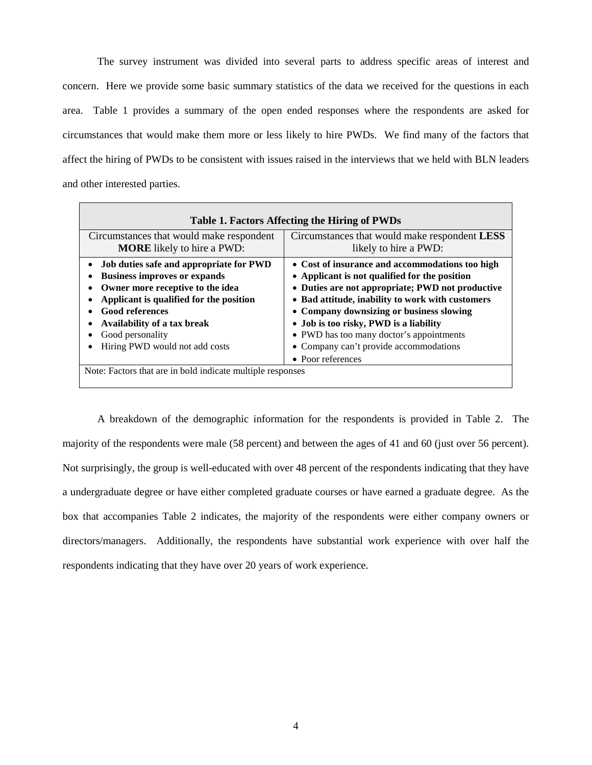The survey instrument was divided into several parts to address specific areas of interest and concern. Here we provide some basic summary statistics of the data we received for the questions in each area. Table 1 provides a summary of the open ended responses where the respondents are asked for circumstances that would make them more or less likely to hire PWDs. We find many of the factors that affect the hiring of PWDs to be consistent with issues raised in the interviews that we held with BLN leaders and other interested parties.

**Table 1. Factors Affecting the Hiring of PWDs**

| Circumstances that would make respondent **MORE** likely to hire a PWD: | Circumstances that would make respondent **LESS** likely to hire a PWD: |
|---|---|
| • **Job duties safe and appropriate for PWD**<br>• **Business improves or expands**<br>• **Owner more receptive to the idea**<br>• **Applicant is qualified for the position**<br>• **Good references**<br>• **Availability of a tax break**<br>• Good personality<br>• Hiring PWD would not add costs | • **Cost of insurance and accommodations too high**<br>• **Applicant is not qualified for the position**<br>• **Duties are not appropriate; PWD not productive**<br>• **Bad attitude, inability to work with customers**<br>• **Company downsizing or business slowing**<br>• **Job is too risky, PWD is a liability**<br>• PWD has too many doctor's appointments<br>• Company can't provide accommodations<br>• Poor references |

Note: Factors that are in bold indicate multiple responses

A breakdown of the demographic information for the respondents is provided in Table 2. The majority of the respondents were male (58 percent) and between the ages of 41 and 60 (just over 56 percent). Not surprisingly, the group is well-educated with over 48 percent of the respondents indicating that they have a undergraduate degree or have either completed graduate courses or have earned a graduate degree. As the box that accompanies Table 2 indicates, the majority of the respondents were either company owners or directors/managers. Additionally, the respondents have substantial work experience with over half the respondents indicating that they have over 20 years of work experience.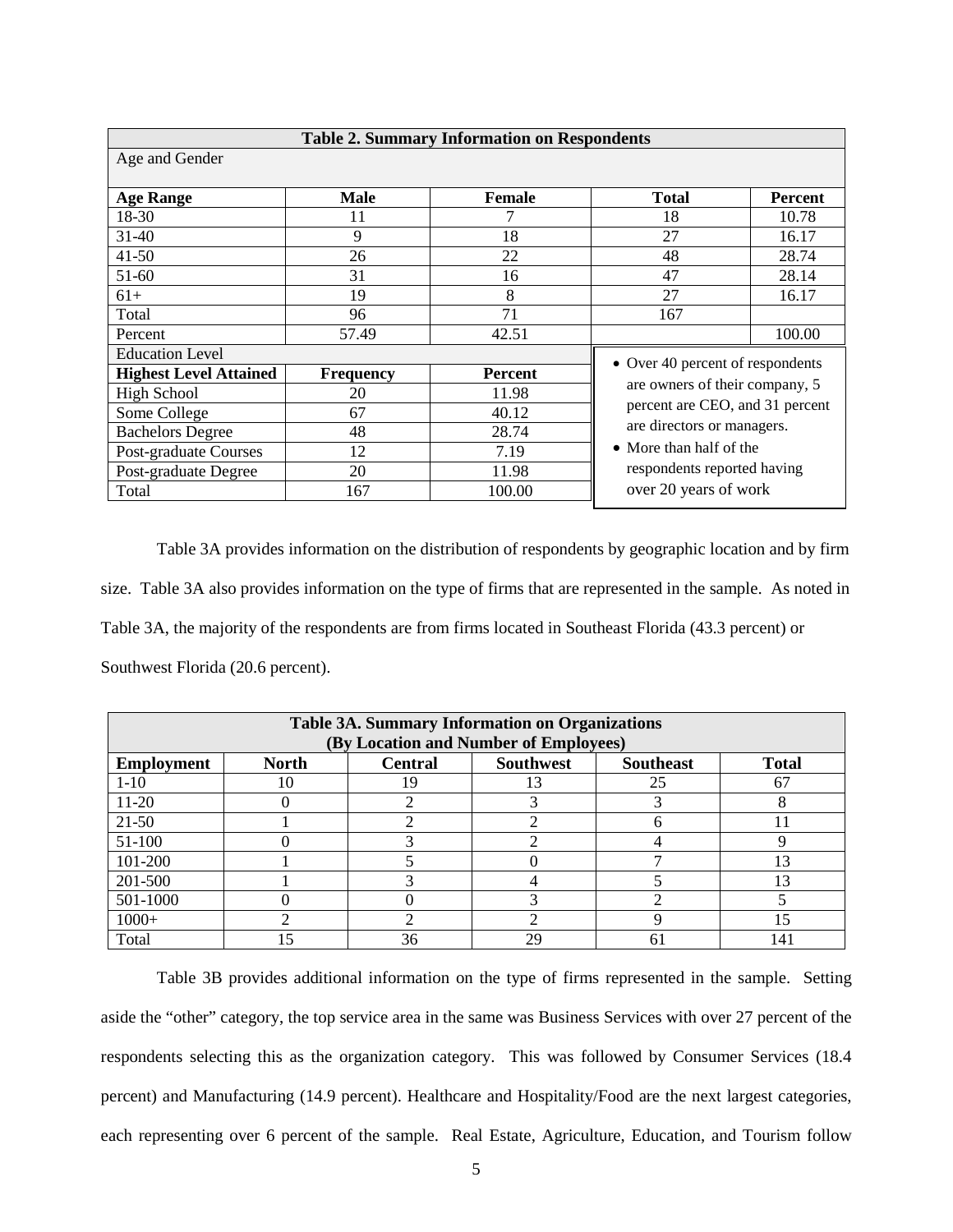| Table 2. Summary Information on Respondents | | | | |
|---|---|---|---|---|
| Age and Gender | | | | |
| **Age Range** | **Male** | **Female** | **Total** | **Percent** |
| 18-30 | 11 | 7 | 18 | 10.78 |
| 31-40 | 9 | 18 | 27 | 16.17 |
| 41-50 | 26 | 22 | 48 | 28.74 |
| 51-60 | 31 | 16 | 47 | 28.14 |
| 61+ | 19 | 8 | 27 | 16.17 |
| Total | 96 | 71 | 167 | |
| Percent | 57.49 | 42.51 | | 100.00 |
| Education Level | | | | |
| **Highest Level Attained** | **Frequency** | **Percent** | | |
| High School | 20 | 11.98 | | |
| Some College | 67 | 40.12 | | |
| Bachelors Degree | 48 | 28.74 | | |
| Post-graduate Courses | 12 | 7.19 | | |
| Post-graduate Degree | 20 | 11.98 | | |
| Total | 167 | 100.00 | | |

- Over 40 percent of respondents are owners of their company, 5 percent are CEO, and 31 percent are directors or managers.
- More than half of the respondents reported having over 20 years of work

Table 3A provides information on the distribution of respondents by geographic location and by firm size. Table 3A also provides information on the type of firms that are represented in the sample. As noted in Table 3A, the majority of the respondents are from firms located in Southeast Florida (43.3 percent) or Southwest Florida (20.6 percent).

| Table 3A. Summary Information on Organizations (By Location and Number of Employees) | | | | | |
|---|---|---|---|---|---|
| **Employment** | **North** | **Central** | **Southwest** | **Southeast** | **Total** |
| 1-10 | 10 | 19 | 13 | 25 | 67 |
| 11-20 | 0 | 2 | 3 | 3 | 8 |
| 21-50 | 1 | 2 | 2 | 6 | 11 |
| 51-100 | 0 | 3 | 2 | 4 | 9 |
| 101-200 | 1 | 5 | 0 | 7 | 13 |
| 201-500 | 1 | 3 | 4 | 5 | 13 |
| 501-1000 | 0 | 0 | 3 | 2 | 5 |
| 1000+ | 2 | 2 | 2 | 9 | 15 |
| Total | 15 | 36 | 29 | 61 | 141 |

Table 3B provides additional information on the type of firms represented in the sample. Setting aside the "other" category, the top service area in the same was Business Services with over 27 percent of the respondents selecting this as the organization category. This was followed by Consumer Services (18.4 percent) and Manufacturing (14.9 percent). Healthcare and Hospitality/Food are the next largest categories, each representing over 6 percent of the sample. Real Estate, Agriculture, Education, and Tourism follow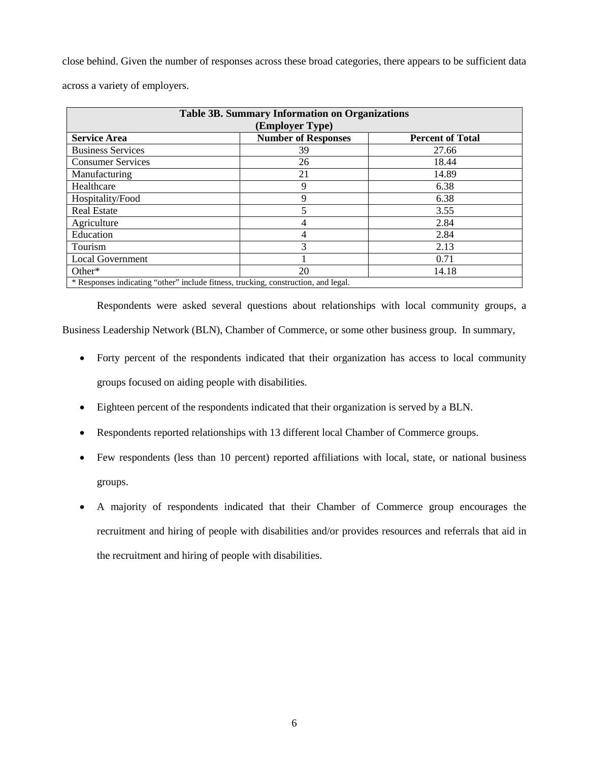close behind. Given the number of responses across these broad categories, there appears to be sufficient data across a variety of employers.

| **Table 3B. Summary Information on Organizations (Employer Type)** | | |
|---|---|---|
| **Service Area** | **Number of Responses** | **Percent of Total** |
| Business Services | 39 | 27.66 |
| Consumer Services | 26 | 18.44 |
| Manufacturing | 21 | 14.89 |
| Healthcare | 9 | 6.38 |
| Hospitality/Food | 9 | 6.38 |
| Real Estate | 5 | 3.55 |
| Agriculture | 4 | 2.84 |
| Education | 4 | 2.84 |
| Tourism | 3 | 2.13 |
| Local Government | 1 | 0.71 |
| Other* | 20 | 14.18 |

\* Responses indicating "other" include fitness, trucking, construction, and legal.

Respondents were asked several questions about relationships with local community groups, a Business Leadership Network (BLN), Chamber of Commerce, or some other business group. In summary,

- Forty percent of the respondents indicated that their organization has access to local community groups focused on aiding people with disabilities.
- Eighteen percent of the respondents indicated that their organization is served by a BLN.
- Respondents reported relationships with 13 different local Chamber of Commerce groups.
- Few respondents (less than 10 percent) reported affiliations with local, state, or national business groups.
- A majority of respondents indicated that their Chamber of Commerce group encourages the recruitment and hiring of people with disabilities and/or provides resources and referrals that aid in the recruitment and hiring of people with disabilities.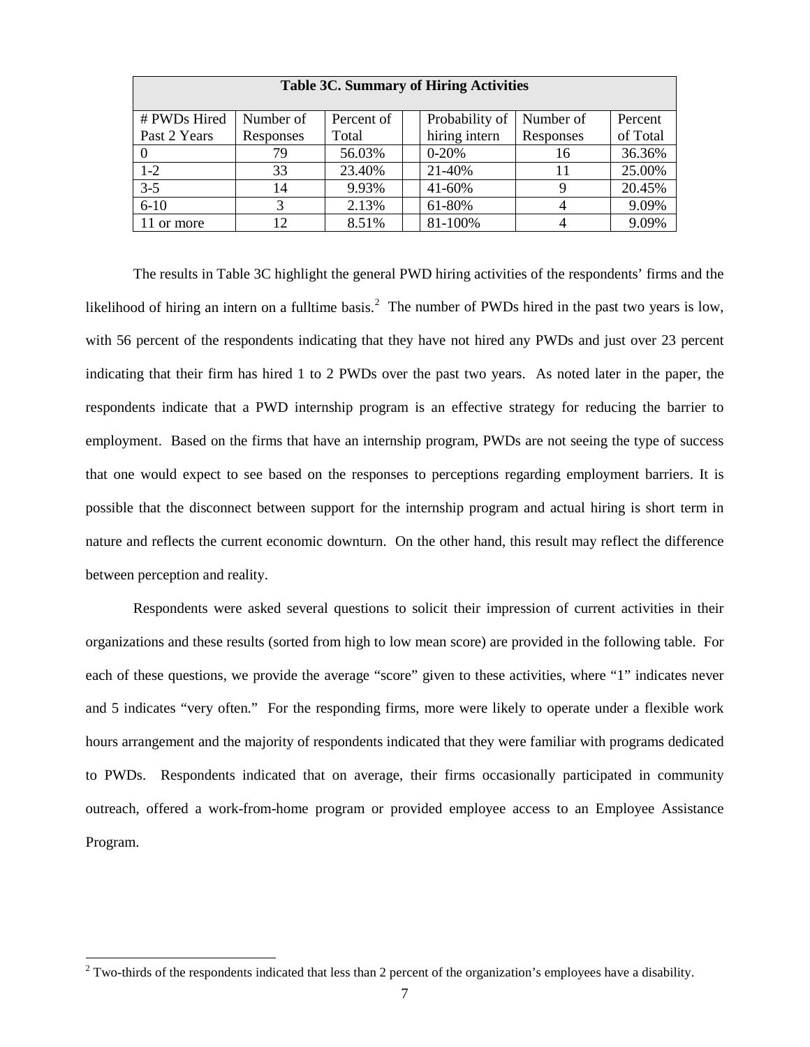| **Table 3C. Summary of Hiring Activities** | | | | | | |
|---|---|---|---|---|---|---|
| # PWDs Hired Past 2 Years | Number of Responses | Percent of Total | | Probability of hiring intern | Number of Responses | Percent of Total |
| 0 | 79 | 56.03% | | 0-20% | 16 | 36.36% |
| 1-2 | 33 | 23.40% | | 21-40% | 11 | 25.00% |
| 3-5 | 14 | 9.93% | | 41-60% | 9 | 20.45% |
| 6-10 | 3 | 2.13% | | 61-80% | 4 | 9.09% |
| 11 or more | 12 | 8.51% | | 81-100% | 4 | 9.09% |

The results in Table 3C highlight the general PWD hiring activities of the respondents' firms and the likelihood of hiring an intern on a fulltime basis.[2] The number of PWDs hired in the past two years is low, with 56 percent of the respondents indicating that they have not hired any PWDs and just over 23 percent indicating that their firm has hired 1 to 2 PWDs over the past two years. As noted later in the paper, the respondents indicate that a PWD internship program is an effective strategy for reducing the barrier to employment. Based on the firms that have an internship program, PWDs are not seeing the type of success that one would expect to see based on the responses to perceptions regarding employment barriers. It is possible that the disconnect between support for the internship program and actual hiring is short term in nature and reflects the current economic downturn. On the other hand, this result may reflect the difference between perception and reality.

Respondents were asked several questions to solicit their impression of current activities in their organizations and these results (sorted from high to low mean score) are provided in the following table. For each of these questions, we provide the average "score" given to these activities, where "1" indicates never and 5 indicates "very often." For the responding firms, more were likely to operate under a flexible work hours arrangement and the majority of respondents indicated that they were familiar with programs dedicated to PWDs. Respondents indicated that on average, their firms occasionally participated in community outreach, offered a work-from-home program or provided employee access to an Employee Assistance Program.

[2] Two-thirds of the respondents indicated that less than 2 percent of the organization's employees have a disability.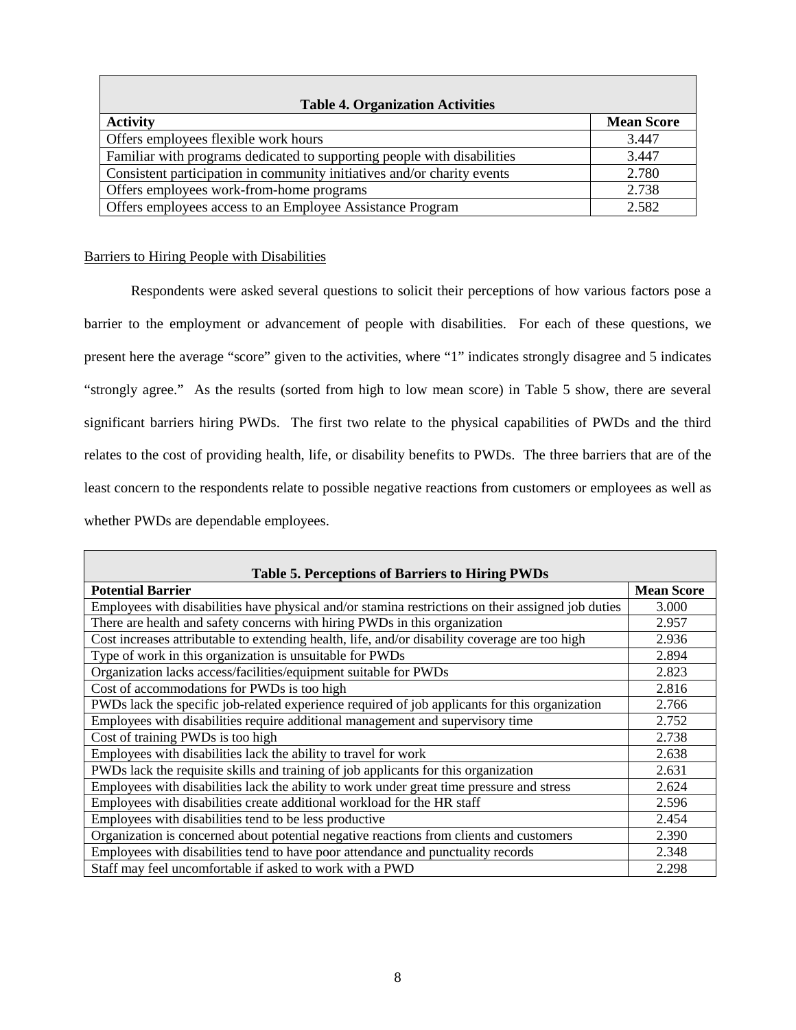| Table 4. Organization Activities | |
|---|---|
| **Activity** | **Mean Score** |
| Offers employees flexible work hours | 3.447 |
| Familiar with programs dedicated to supporting people with disabilities | 3.447 |
| Consistent participation in community initiatives and/or charity events | 2.780 |
| Offers employees work-from-home programs | 2.738 |
| Offers employees access to an Employee Assistance Program | 2.582 |

Barriers to Hiring People with Disabilities

Respondents were asked several questions to solicit their perceptions of how various factors pose a barrier to the employment or advancement of people with disabilities. For each of these questions, we present here the average "score" given to the activities, where "1" indicates strongly disagree and 5 indicates "strongly agree." As the results (sorted from high to low mean score) in Table 5 show, there are several significant barriers hiring PWDs. The first two relate to the physical capabilities of PWDs and the third relates to the cost of providing health, life, or disability benefits to PWDs. The three barriers that are of the least concern to the respondents relate to possible negative reactions from customers or employees as well as whether PWDs are dependable employees.

| Table 5. Perceptions of Barriers to Hiring PWDs | |
|---|---|
| **Potential Barrier** | **Mean Score** |
| Employees with disabilities have physical and/or stamina restrictions on their assigned job duties | 3.000 |
| There are health and safety concerns with hiring PWDs in this organization | 2.957 |
| Cost increases attributable to extending health, life, and/or disability coverage are too high | 2.936 |
| Type of work in this organization is unsuitable for PWDs | 2.894 |
| Organization lacks access/facilities/equipment suitable for PWDs | 2.823 |
| Cost of accommodations for PWDs is too high | 2.816 |
| PWDs lack the specific job-related experience required of job applicants for this organization | 2.766 |
| Employees with disabilities require additional management and supervisory time | 2.752 |
| Cost of training PWDs is too high | 2.738 |
| Employees with disabilities lack the ability to travel for work | 2.638 |
| PWDs lack the requisite skills and training of job applicants for this organization | 2.631 |
| Employees with disabilities lack the ability to work under great time pressure and stress | 2.624 |
| Employees with disabilities create additional workload for the HR staff | 2.596 |
| Employees with disabilities tend to be less productive | 2.454 |
| Organization is concerned about potential negative reactions from clients and customers | 2.390 |
| Employees with disabilities tend to have poor attendance and punctuality records | 2.348 |
| Staff may feel uncomfortable if asked to work with a PWD | 2.298 |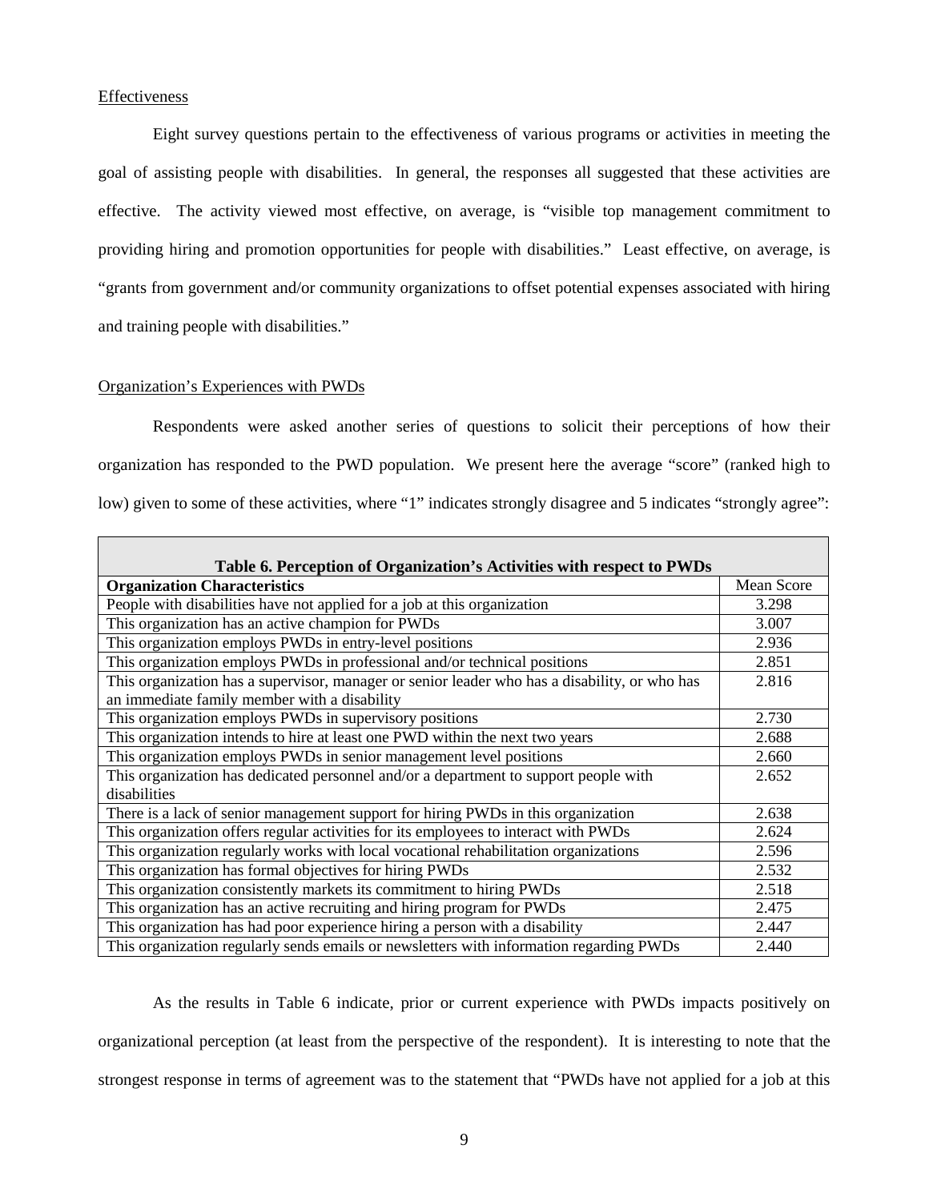Effectiveness

Eight survey questions pertain to the effectiveness of various programs or activities in meeting the goal of assisting people with disabilities. In general, the responses all suggested that these activities are effective. The activity viewed most effective, on average, is "visible top management commitment to providing hiring and promotion opportunities for people with disabilities." Least effective, on average, is "grants from government and/or community organizations to offset potential expenses associated with hiring and training people with disabilities."

Organization's Experiences with PWDs

Respondents were asked another series of questions to solicit their perceptions of how their organization has responded to the PWD population. We present here the average "score" (ranked high to low) given to some of these activities, where "1" indicates strongly disagree and 5 indicates "strongly agree":

**Table 6. Perception of Organization's Activities with respect to PWDs**

| Organization Characteristics | Mean Score |
|---|---|
| People with disabilities have not applied for a job at this organization | 3.298 |
| This organization has an active champion for PWDs | 3.007 |
| This organization employs PWDs in entry-level positions | 2.936 |
| This organization employs PWDs in professional and/or technical positions | 2.851 |
| This organization has a supervisor, manager or senior leader who has a disability, or who has an immediate family member with a disability | 2.816 |
| This organization employs PWDs in supervisory positions | 2.730 |
| This organization intends to hire at least one PWD within the next two years | 2.688 |
| This organization employs PWDs in senior management level positions | 2.660 |
| This organization has dedicated personnel and/or a department to support people with disabilities | 2.652 |
| There is a lack of senior management support for hiring PWDs in this organization | 2.638 |
| This organization offers regular activities for its employees to interact with PWDs | 2.624 |
| This organization regularly works with local vocational rehabilitation organizations | 2.596 |
| This organization has formal objectives for hiring PWDs | 2.532 |
| This organization consistently markets its commitment to hiring PWDs | 2.518 |
| This organization has an active recruiting and hiring program for PWDs | 2.475 |
| This organization has had poor experience hiring a person with a disability | 2.447 |
| This organization regularly sends emails or newsletters with information regarding PWDs | 2.440 |

As the results in Table 6 indicate, prior or current experience with PWDs impacts positively on organizational perception (at least from the perspective of the respondent). It is interesting to note that the strongest response in terms of agreement was to the statement that "PWDs have not applied for a job at this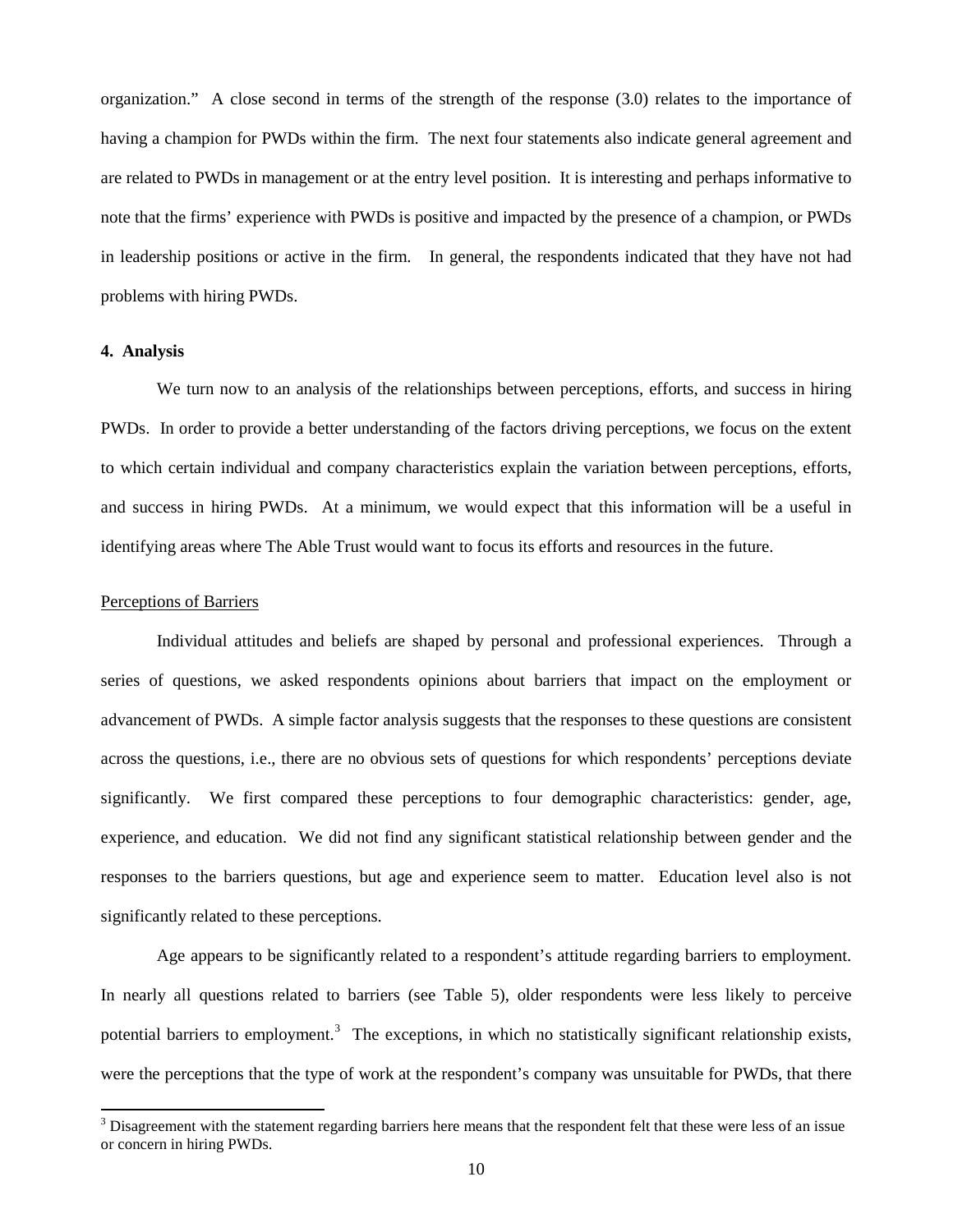organization." A close second in terms of the strength of the response (3.0) relates to the importance of having a champion for PWDs within the firm. The next four statements also indicate general agreement and are related to PWDs in management or at the entry level position. It is interesting and perhaps informative to note that the firms' experience with PWDs is positive and impacted by the presence of a champion, or PWDs in leadership positions or active in the firm. In general, the respondents indicated that they have not had problems with hiring PWDs.

**4. Analysis**

We turn now to an analysis of the relationships between perceptions, efforts, and success in hiring PWDs. In order to provide a better understanding of the factors driving perceptions, we focus on the extent to which certain individual and company characteristics explain the variation between perceptions, efforts, and success in hiring PWDs. At a minimum, we would expect that this information will be a useful in identifying areas where The Able Trust would want to focus its efforts and resources in the future.

Perceptions of Barriers

Individual attitudes and beliefs are shaped by personal and professional experiences. Through a series of questions, we asked respondents opinions about barriers that impact on the employment or advancement of PWDs. A simple factor analysis suggests that the responses to these questions are consistent across the questions, i.e., there are no obvious sets of questions for which respondents' perceptions deviate significantly. We first compared these perceptions to four demographic characteristics: gender, age, experience, and education. We did not find any significant statistical relationship between gender and the responses to the barriers questions, but age and experience seem to matter. Education level also is not significantly related to these perceptions.

Age appears to be significantly related to a respondent's attitude regarding barriers to employment. In nearly all questions related to barriers (see Table 5), older respondents were less likely to perceive potential barriers to employment.[3] The exceptions, in which no statistically significant relationship exists, were the perceptions that the type of work at the respondent's company was unsuitable for PWDs, that there

[3] Disagreement with the statement regarding barriers here means that the respondent felt that these were less of an issue or concern in hiring PWDs.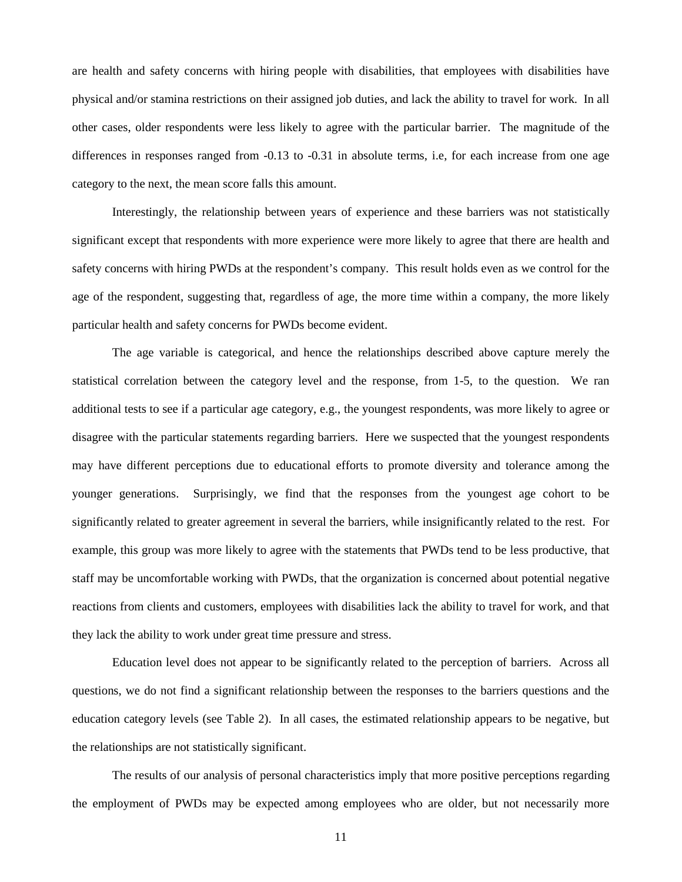are health and safety concerns with hiring people with disabilities, that employees with disabilities have physical and/or stamina restrictions on their assigned job duties, and lack the ability to travel for work. In all other cases, older respondents were less likely to agree with the particular barrier. The magnitude of the differences in responses ranged from -0.13 to -0.31 in absolute terms, i.e, for each increase from one age category to the next, the mean score falls this amount.

Interestingly, the relationship between years of experience and these barriers was not statistically significant except that respondents with more experience were more likely to agree that there are health and safety concerns with hiring PWDs at the respondent's company. This result holds even as we control for the age of the respondent, suggesting that, regardless of age, the more time within a company, the more likely particular health and safety concerns for PWDs become evident.

The age variable is categorical, and hence the relationships described above capture merely the statistical correlation between the category level and the response, from 1-5, to the question. We ran additional tests to see if a particular age category, e.g., the youngest respondents, was more likely to agree or disagree with the particular statements regarding barriers. Here we suspected that the youngest respondents may have different perceptions due to educational efforts to promote diversity and tolerance among the younger generations. Surprisingly, we find that the responses from the youngest age cohort to be significantly related to greater agreement in several the barriers, while insignificantly related to the rest. For example, this group was more likely to agree with the statements that PWDs tend to be less productive, that staff may be uncomfortable working with PWDs, that the organization is concerned about potential negative reactions from clients and customers, employees with disabilities lack the ability to travel for work, and that they lack the ability to work under great time pressure and stress.

Education level does not appear to be significantly related to the perception of barriers. Across all questions, we do not find a significant relationship between the responses to the barriers questions and the education category levels (see Table 2). In all cases, the estimated relationship appears to be negative, but the relationships are not statistically significant.

The results of our analysis of personal characteristics imply that more positive perceptions regarding the employment of PWDs may be expected among employees who are older, but not necessarily more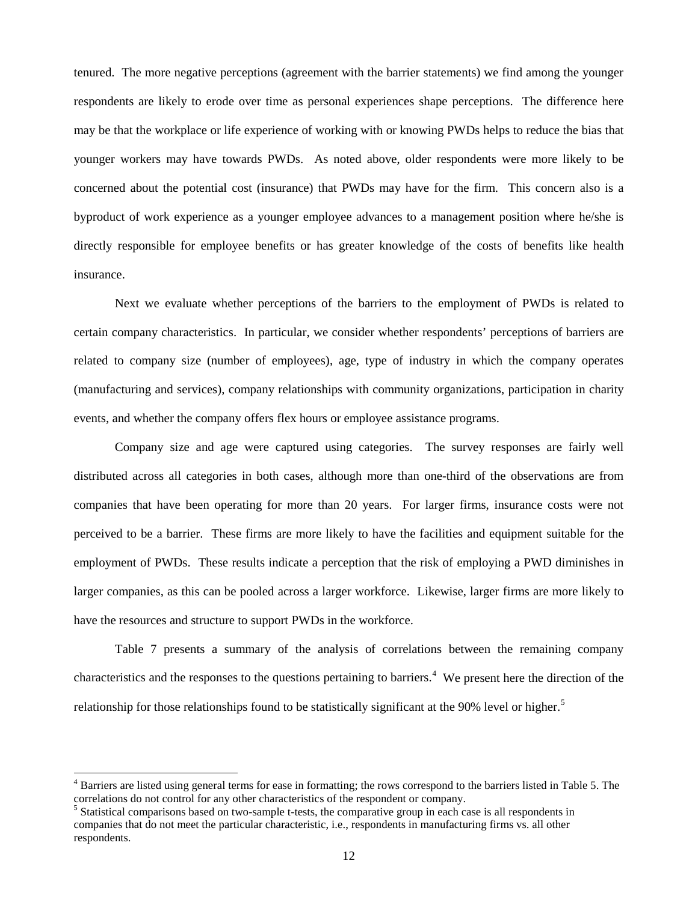tenured. The more negative perceptions (agreement with the barrier statements) we find among the younger respondents are likely to erode over time as personal experiences shape perceptions. The difference here may be that the workplace or life experience of working with or knowing PWDs helps to reduce the bias that younger workers may have towards PWDs. As noted above, older respondents were more likely to be concerned about the potential cost (insurance) that PWDs may have for the firm. This concern also is a byproduct of work experience as a younger employee advances to a management position where he/she is directly responsible for employee benefits or has greater knowledge of the costs of benefits like health insurance.

Next we evaluate whether perceptions of the barriers to the employment of PWDs is related to certain company characteristics. In particular, we consider whether respondents' perceptions of barriers are related to company size (number of employees), age, type of industry in which the company operates (manufacturing and services), company relationships with community organizations, participation in charity events, and whether the company offers flex hours or employee assistance programs.

Company size and age were captured using categories. The survey responses are fairly well distributed across all categories in both cases, although more than one-third of the observations are from companies that have been operating for more than 20 years. For larger firms, insurance costs were not perceived to be a barrier. These firms are more likely to have the facilities and equipment suitable for the employment of PWDs. These results indicate a perception that the risk of employing a PWD diminishes in larger companies, as this can be pooled across a larger workforce. Likewise, larger firms are more likely to have the resources and structure to support PWDs in the workforce.

Table 7 presents a summary of the analysis of correlations between the remaining company characteristics and the responses to the questions pertaining to barriers.[4] We present here the direction of the relationship for those relationships found to be statistically significant at the 90% level or higher.[5]

---

[4] Barriers are listed using general terms for ease in formatting; the rows correspond to the barriers listed in Table 5. The correlations do not control for any other characteristics of the respondent or company.

[5] Statistical comparisons based on two-sample t-tests, the comparative group in each case is all respondents in companies that do not meet the particular characteristic, i.e., respondents in manufacturing firms vs. all other respondents.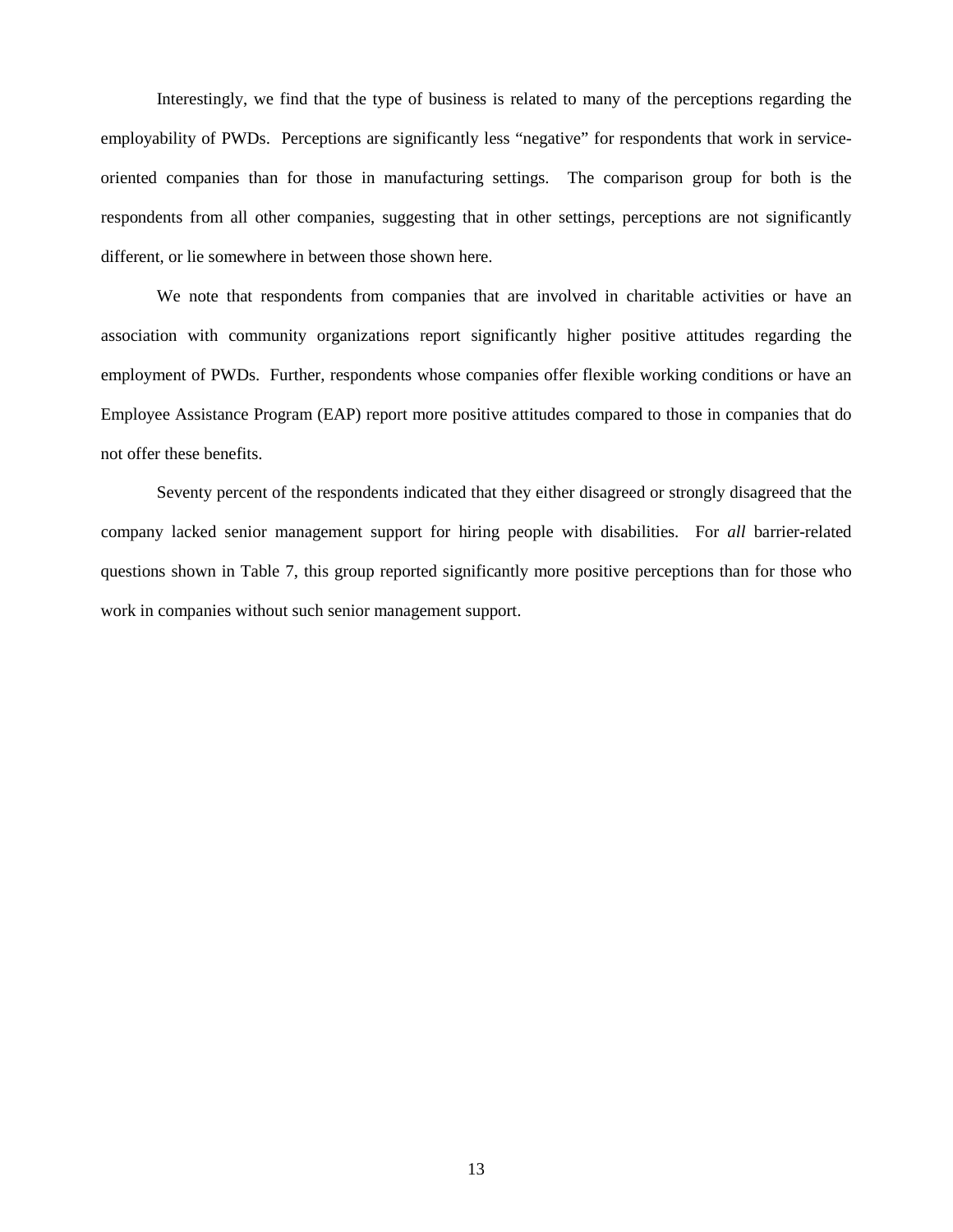Interestingly, we find that the type of business is related to many of the perceptions regarding the employability of PWDs. Perceptions are significantly less "negative" for respondents that work in service-oriented companies than for those in manufacturing settings. The comparison group for both is the respondents from all other companies, suggesting that in other settings, perceptions are not significantly different, or lie somewhere in between those shown here.

We note that respondents from companies that are involved in charitable activities or have an association with community organizations report significantly higher positive attitudes regarding the employment of PWDs. Further, respondents whose companies offer flexible working conditions or have an Employee Assistance Program (EAP) report more positive attitudes compared to those in companies that do not offer these benefits.

Seventy percent of the respondents indicated that they either disagreed or strongly disagreed that the company lacked senior management support for hiring people with disabilities. For *all* barrier-related questions shown in Table 7, this group reported significantly more positive perceptions than for those who work in companies without such senior management support.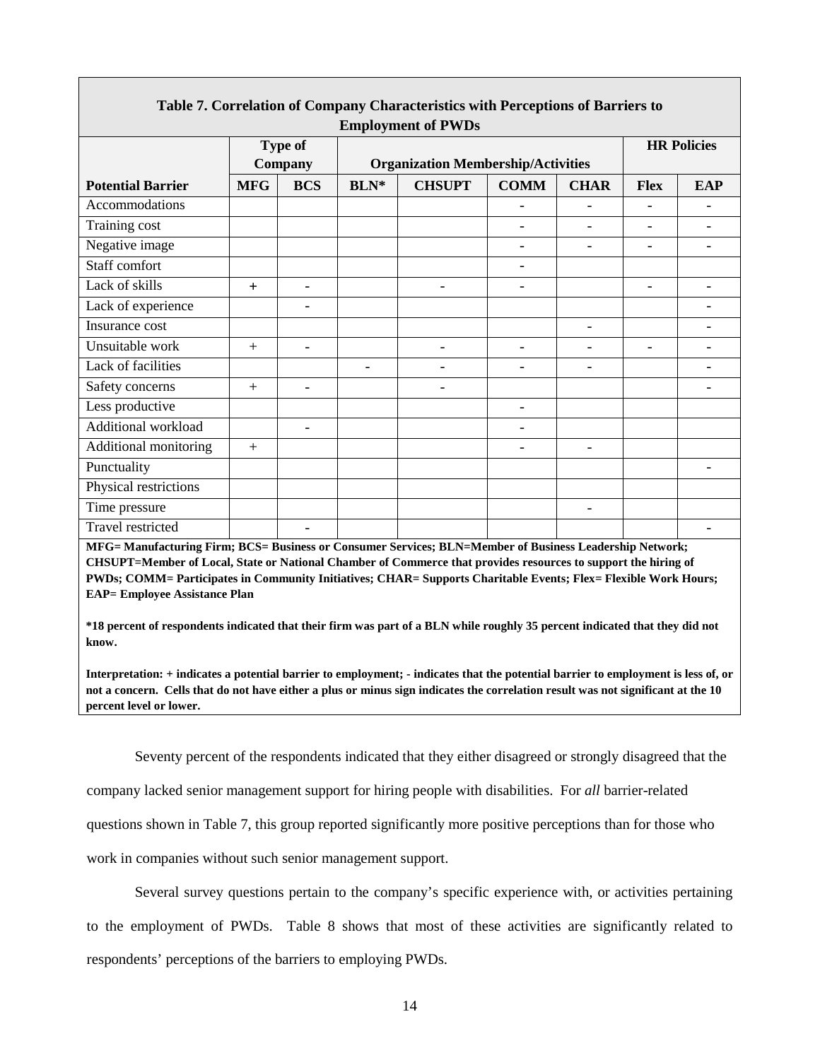**Table 7. Correlation of Company Characteristics with Perceptions of Barriers to Employment of PWDs**

| | Type of Company | | Organization Membership/Activities | | | | HR Policies | |
|---|---|---|---|---|---|---|---|---|
| **Potential Barrier** | **MFG** | **BCS** | **BLN*** | **CHSUPT** | **COMM** | **CHAR** | **Flex** | **EAP** |
| Accommodations | | | | | - | - | - | - |
| Training cost | | | | | - | - | - | - |
| Negative image | | | | | - | - | - | - |
| Staff comfort | | | | | - | | | |
| Lack of skills | + | - | | - | - | | - | - |
| Lack of experience | | - | | | | | | - |
| Insurance cost | | | | | | - | | - |
| Unsuitable work | + | - | | - | - | - | - | - |
| Lack of facilities | | | - | - | - | - | | - |
| Safety concerns | + | - | | - | | | | - |
| Less productive | | | | | - | | | |
| Additional workload | | - | | | - | | | |
| Additional monitoring | + | | | | - | - | | |
| Punctuality | | | | | | | | - |
| Physical restrictions | | | | | | | | |
| Time pressure | | | | | | - | | |
| Travel restricted | | - | | | | | | - |

**MFG= Manufacturing Firm; BCS= Business or Consumer Services; BLN=Member of Business Leadership Network; CHSUPT=Member of Local, State or National Chamber of Commerce that provides resources to support the hiring of PWDs; COMM= Participates in Community Initiatives; CHAR= Supports Charitable Events; Flex= Flexible Work Hours; EAP= Employee Assistance Plan**

**\*18 percent of respondents indicated that their firm was part of a BLN while roughly 35 percent indicated that they did not know.**

**Interpretation: + indicates a potential barrier to employment; - indicates that the potential barrier to employment is less of, or not a concern. Cells that do not have either a plus or minus sign indicates the correlation result was not significant at the 10 percent level or lower.**

Seventy percent of the respondents indicated that they either disagreed or strongly disagreed that the company lacked senior management support for hiring people with disabilities. For *all* barrier-related questions shown in Table 7, this group reported significantly more positive perceptions than for those who work in companies without such senior management support.

Several survey questions pertain to the company's specific experience with, or activities pertaining to the employment of PWDs. Table 8 shows that most of these activities are significantly related to respondents' perceptions of the barriers to employing PWDs.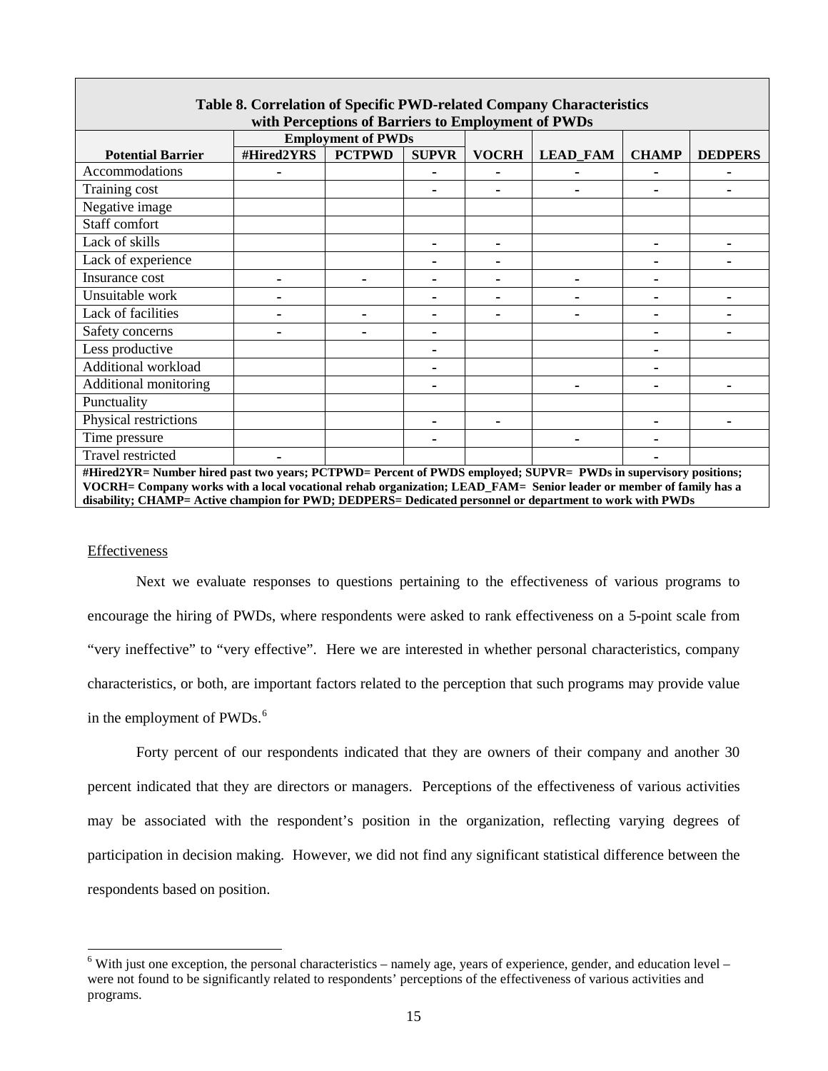**Table 8. Correlation of Specific PWD-related Company Characteristics with Perceptions of Barriers to Employment of PWDs**

| | Employment of PWDs | | | | | | |
|---|---|---|---|---|---|---|---|
| **Potential Barrier** | **#Hired2YRS** | **PCTPWD** | **SUPVR** | **VOCRH** | **LEAD_FAM** | **CHAMP** | **DEDPERS** |
| Accommodations | - | | - | - | - | - | - |
| Training cost | | | - | - | - | - | - |
| Negative image | | | | | | | |
| Staff comfort | | | | | | | |
| Lack of skills | | | - | - | | - | - |
| Lack of experience | | | - | - | | - | - |
| Insurance cost | - | - | - | - | - | - | |
| Unsuitable work | - | | - | - | - | - | - |
| Lack of facilities | - | - | - | - | - | - | - |
| Safety concerns | - | - | - | | | - | - |
| Less productive | | | - | | | - | |
| Additional workload | | | - | | | - | |
| Additional monitoring | | | - | | - | - | - |
| Punctuality | | | | | | | |
| Physical restrictions | | | - | - | | - | - |
| Time pressure | | | - | | - | - | |
| Travel restricted | - | | | | | - | |

**#Hired2YR= Number hired past two years; PCTPWD= Percent of PWDS employed; SUPVR= PWDs in supervisory positions; VOCRH= Company works with a local vocational rehab organization; LEAD_FAM= Senior leader or member of family has a disability; CHAMP= Active champion for PWD; DEDPERS= Dedicated personnel or department to work with PWDs**

Effectiveness

Next we evaluate responses to questions pertaining to the effectiveness of various programs to encourage the hiring of PWDs, where respondents were asked to rank effectiveness on a 5-point scale from "very ineffective" to "very effective". Here we are interested in whether personal characteristics, company characteristics, or both, are important factors related to the perception that such programs may provide value in the employment of PWDs.[6]

Forty percent of our respondents indicated that they are owners of their company and another 30 percent indicated that they are directors or managers. Perceptions of the effectiveness of various activities may be associated with the respondent's position in the organization, reflecting varying degrees of participation in decision making. However, we did not find any significant statistical difference between the respondents based on position.

[6] With just one exception, the personal characteristics – namely age, years of experience, gender, and education level – were not found to be significantly related to respondents' perceptions of the effectiveness of various activities and programs.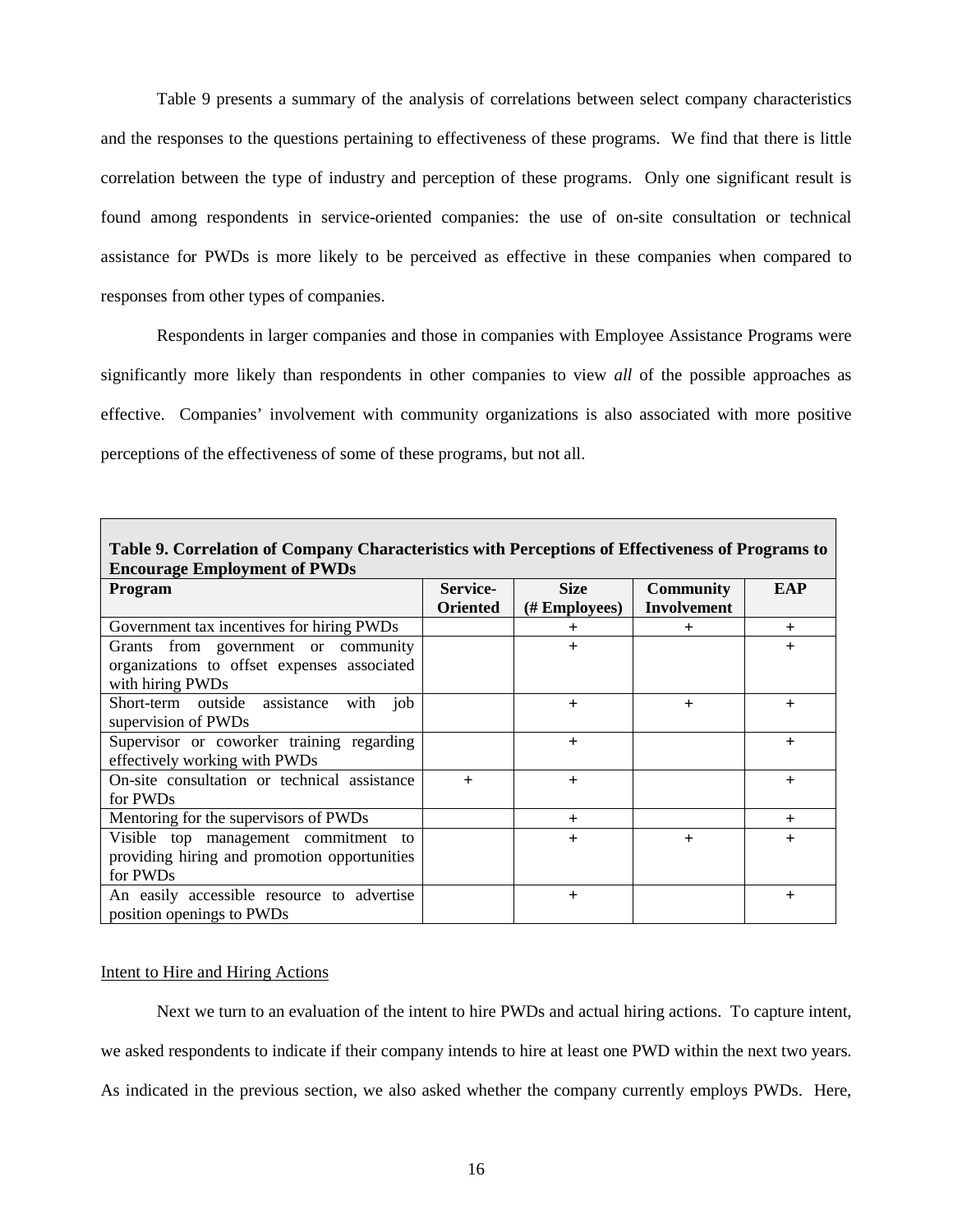Table 9 presents a summary of the analysis of correlations between select company characteristics and the responses to the questions pertaining to effectiveness of these programs. We find that there is little correlation between the type of industry and perception of these programs. Only one significant result is found among respondents in service-oriented companies: the use of on-site consultation or technical assistance for PWDs is more likely to be perceived as effective in these companies when compared to responses from other types of companies.

Respondents in larger companies and those in companies with Employee Assistance Programs were significantly more likely than respondents in other companies to view *all* of the possible approaches as effective. Companies' involvement with community organizations is also associated with more positive perceptions of the effectiveness of some of these programs, but not all.

**Table 9. Correlation of Company Characteristics with Perceptions of Effectiveness of Programs to Encourage Employment of PWDs**

| Program | Service-Oriented | Size (# Employees) | Community Involvement | EAP |
|---|---|---|---|---|
| Government tax incentives for hiring PWDs | | + | + | + |
| Grants from government or community organizations to offset expenses associated with hiring PWDs | | + | | + |
| Short-term outside assistance with job supervision of PWDs | | + | + | + |
| Supervisor or coworker training regarding effectively working with PWDs | | + | | + |
| On-site consultation or technical assistance for PWDs | + | + | | + |
| Mentoring for the supervisors of PWDs | | + | | + |
| Visible top management commitment to providing hiring and promotion opportunities for PWDs | | + | + | + |
| An easily accessible resource to advertise position openings to PWDs | | + | | + |

Intent to Hire and Hiring Actions

Next we turn to an evaluation of the intent to hire PWDs and actual hiring actions. To capture intent, we asked respondents to indicate if their company intends to hire at least one PWD within the next two years. As indicated in the previous section, we also asked whether the company currently employs PWDs. Here,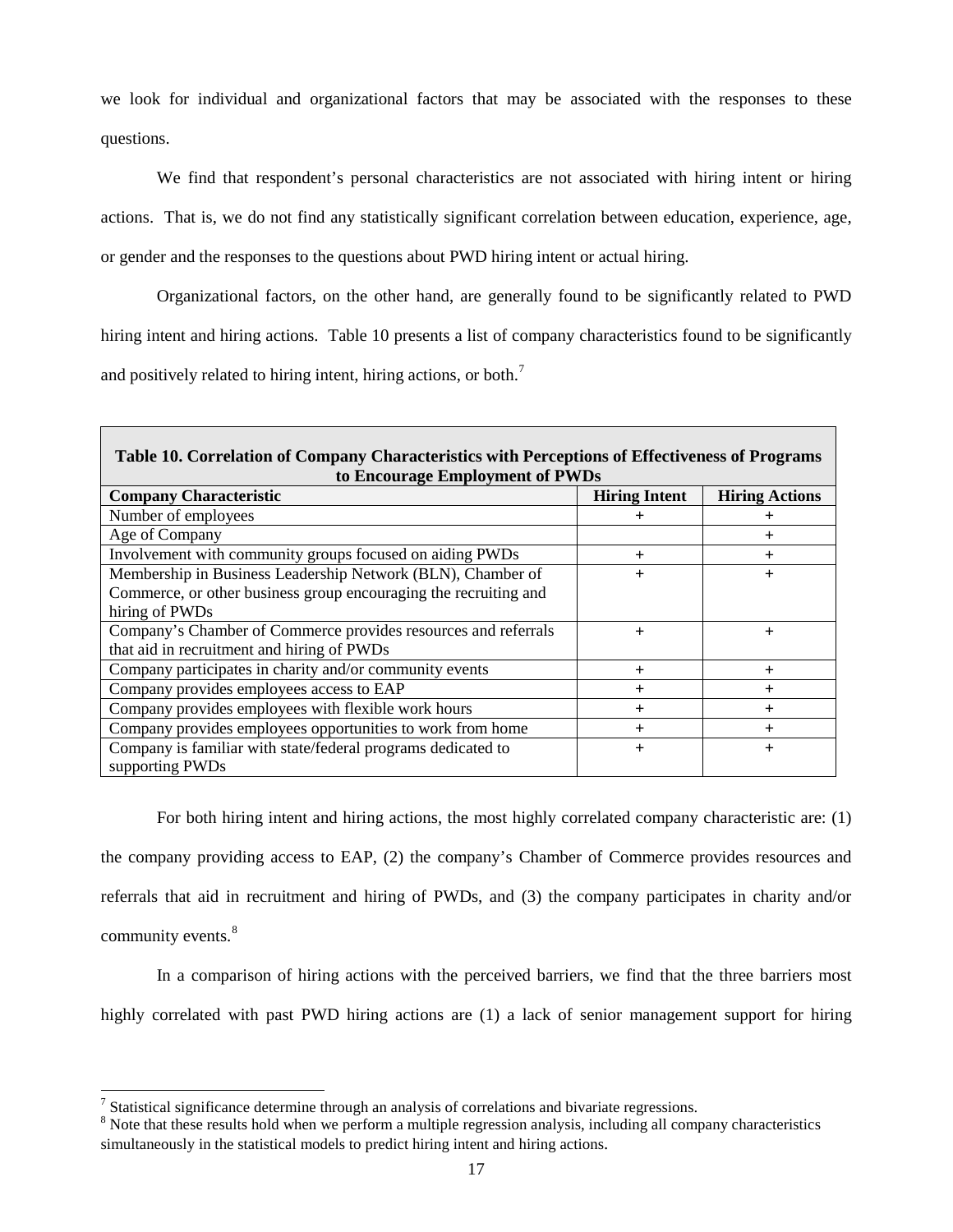we look for individual and organizational factors that may be associated with the responses to these questions.

We find that respondent's personal characteristics are not associated with hiring intent or hiring actions. That is, we do not find any statistically significant correlation between education, experience, age, or gender and the responses to the questions about PWD hiring intent or actual hiring.

Organizational factors, on the other hand, are generally found to be significantly related to PWD hiring intent and hiring actions. Table 10 presents a list of company characteristics found to be significantly and positively related to hiring intent, hiring actions, or both.[7]

**Table 10. Correlation of Company Characteristics with Perceptions of Effectiveness of Programs to Encourage Employment of PWDs**

| Company Characteristic | Hiring Intent | Hiring Actions |
|---|---|---|
| Number of employees | + | + |
| Age of Company | | + |
| Involvement with community groups focused on aiding PWDs | + | + |
| Membership in Business Leadership Network (BLN), Chamber of Commerce, or other business group encouraging the recruiting and hiring of PWDs | + | + |
| Company's Chamber of Commerce provides resources and referrals that aid in recruitment and hiring of PWDs | + | + |
| Company participates in charity and/or community events | + | + |
| Company provides employees access to EAP | + | + |
| Company provides employees with flexible work hours | + | + |
| Company provides employees opportunities to work from home | + | + |
| Company is familiar with state/federal programs dedicated to supporting PWDs | + | + |

For both hiring intent and hiring actions, the most highly correlated company characteristic are: (1) the company providing access to EAP, (2) the company's Chamber of Commerce provides resources and referrals that aid in recruitment and hiring of PWDs, and (3) the company participates in charity and/or community events.[8]

In a comparison of hiring actions with the perceived barriers, we find that the three barriers most highly correlated with past PWD hiring actions are (1) a lack of senior management support for hiring

[7] Statistical significance determine through an analysis of correlations and bivariate regressions.

[8] Note that these results hold when we perform a multiple regression analysis, including all company characteristics simultaneously in the statistical models to predict hiring intent and hiring actions.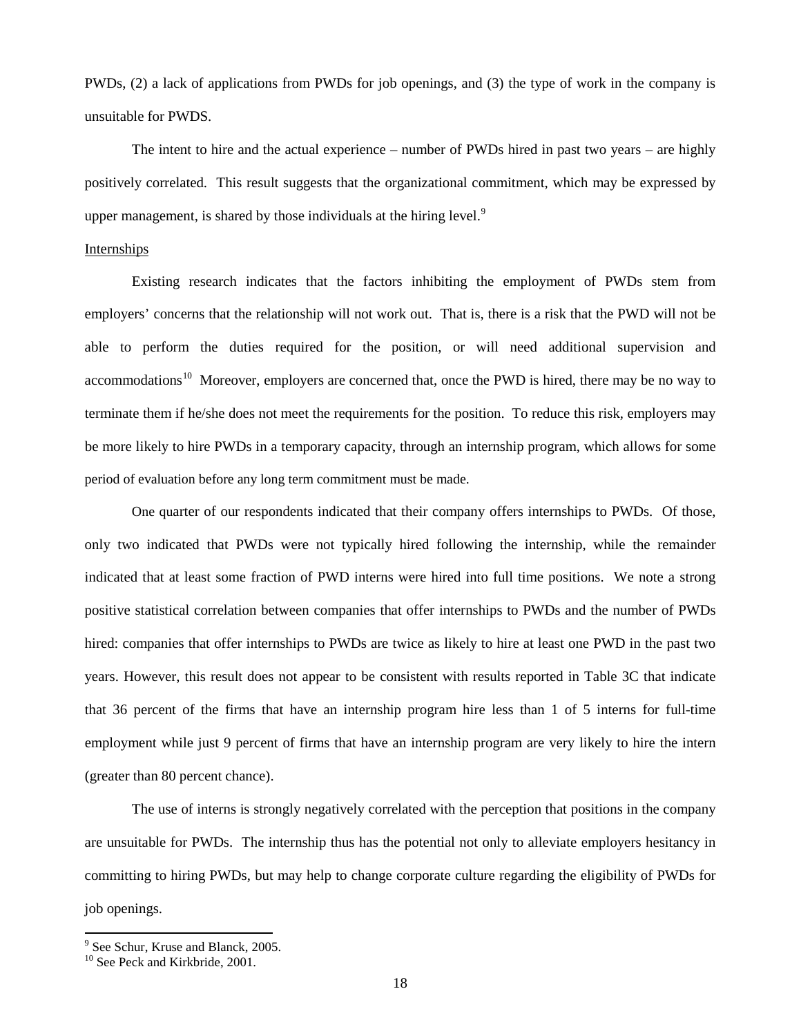PWDs, (2) a lack of applications from PWDs for job openings, and (3) the type of work in the company is unsuitable for PWDS.

The intent to hire and the actual experience – number of PWDs hired in past two years – are highly positively correlated. This result suggests that the organizational commitment, which may be expressed by upper management, is shared by those individuals at the hiring level.[9]

Internships

Existing research indicates that the factors inhibiting the employment of PWDs stem from employers' concerns that the relationship will not work out. That is, there is a risk that the PWD will not be able to perform the duties required for the position, or will need additional supervision and accommodations[10] Moreover, employers are concerned that, once the PWD is hired, there may be no way to terminate them if he/she does not meet the requirements for the position. To reduce this risk, employers may be more likely to hire PWDs in a temporary capacity, through an internship program, which allows for some period of evaluation before any long term commitment must be made.

One quarter of our respondents indicated that their company offers internships to PWDs. Of those, only two indicated that PWDs were not typically hired following the internship, while the remainder indicated that at least some fraction of PWD interns were hired into full time positions. We note a strong positive statistical correlation between companies that offer internships to PWDs and the number of PWDs hired: companies that offer internships to PWDs are twice as likely to hire at least one PWD in the past two years. However, this result does not appear to be consistent with results reported in Table 3C that indicate that 36 percent of the firms that have an internship program hire less than 1 of 5 interns for full-time employment while just 9 percent of firms that have an internship program are very likely to hire the intern (greater than 80 percent chance).

The use of interns is strongly negatively correlated with the perception that positions in the company are unsuitable for PWDs. The internship thus has the potential not only to alleviate employers hesitancy in committing to hiring PWDs, but may help to change corporate culture regarding the eligibility of PWDs for job openings.

[9] See Schur, Kruse and Blanck, 2005.

[10] See Peck and Kirkbride, 2001.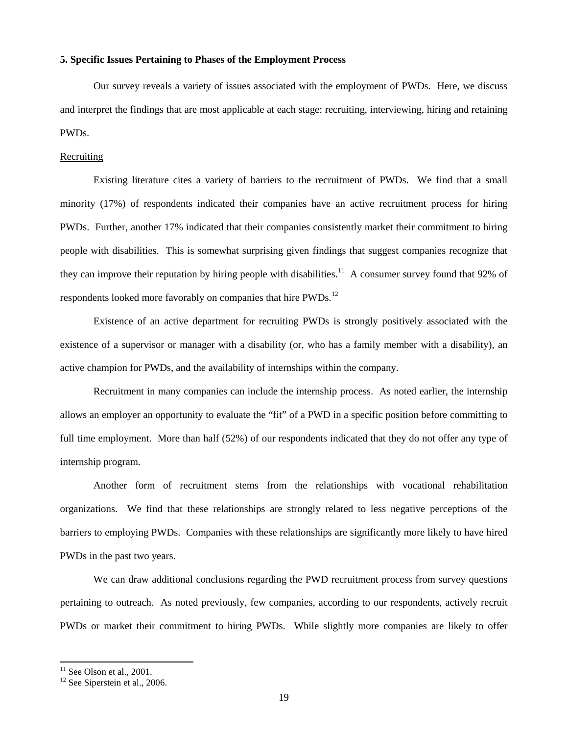### 5. Specific Issues Pertaining to Phases of the Employment Process

Our survey reveals a variety of issues associated with the employment of PWDs. Here, we discuss and interpret the findings that are most applicable at each stage: recruiting, interviewing, hiring and retaining PWDs.

Recruiting

Existing literature cites a variety of barriers to the recruitment of PWDs. We find that a small minority (17%) of respondents indicated their companies have an active recruitment process for hiring PWDs. Further, another 17% indicated that their companies consistently market their commitment to hiring people with disabilities. This is somewhat surprising given findings that suggest companies recognize that they can improve their reputation by hiring people with disabilities.[11] A consumer survey found that 92% of respondents looked more favorably on companies that hire PWDs.[12]

Existence of an active department for recruiting PWDs is strongly positively associated with the existence of a supervisor or manager with a disability (or, who has a family member with a disability), an active champion for PWDs, and the availability of internships within the company.

Recruitment in many companies can include the internship process. As noted earlier, the internship allows an employer an opportunity to evaluate the "fit" of a PWD in a specific position before committing to full time employment. More than half (52%) of our respondents indicated that they do not offer any type of internship program.

Another form of recruitment stems from the relationships with vocational rehabilitation organizations. We find that these relationships are strongly related to less negative perceptions of the barriers to employing PWDs. Companies with these relationships are significantly more likely to have hired PWDs in the past two years.

We can draw additional conclusions regarding the PWD recruitment process from survey questions pertaining to outreach. As noted previously, few companies, according to our respondents, actively recruit PWDs or market their commitment to hiring PWDs. While slightly more companies are likely to offer

[11] See Olson et al., 2001.

[12] See Siperstein et al., 2006.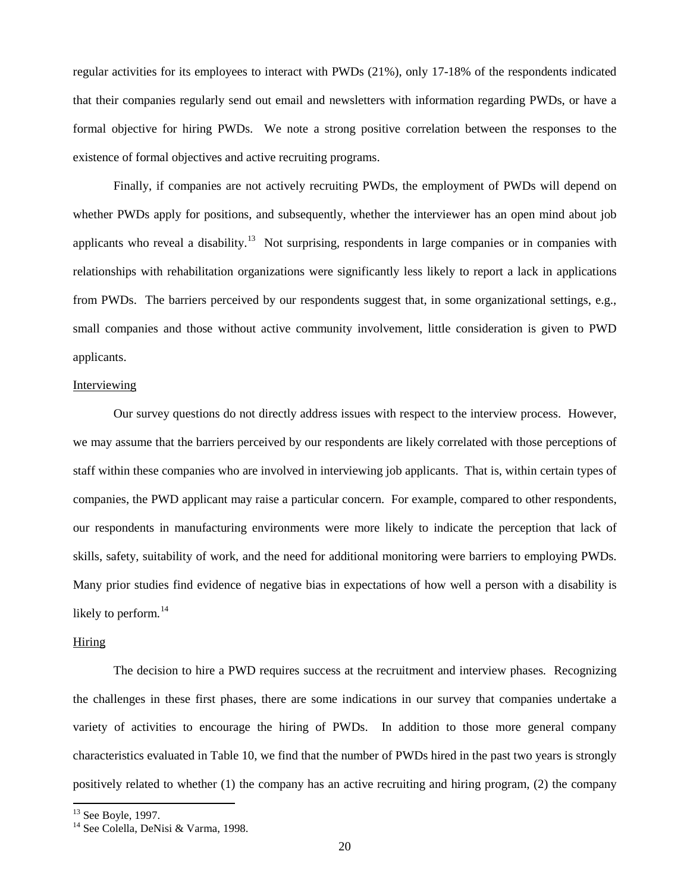regular activities for its employees to interact with PWDs (21%), only 17-18% of the respondents indicated that their companies regularly send out email and newsletters with information regarding PWDs, or have a formal objective for hiring PWDs. We note a strong positive correlation between the responses to the existence of formal objectives and active recruiting programs.

Finally, if companies are not actively recruiting PWDs, the employment of PWDs will depend on whether PWDs apply for positions, and subsequently, whether the interviewer has an open mind about job applicants who reveal a disability.[13] Not surprising, respondents in large companies or in companies with relationships with rehabilitation organizations were significantly less likely to report a lack in applications from PWDs. The barriers perceived by our respondents suggest that, in some organizational settings, e.g., small companies and those without active community involvement, little consideration is given to PWD applicants.

<u>Interviewing</u>

Our survey questions do not directly address issues with respect to the interview process. However, we may assume that the barriers perceived by our respondents are likely correlated with those perceptions of staff within these companies who are involved in interviewing job applicants. That is, within certain types of companies, the PWD applicant may raise a particular concern. For example, compared to other respondents, our respondents in manufacturing environments were more likely to indicate the perception that lack of skills, safety, suitability of work, and the need for additional monitoring were barriers to employing PWDs. Many prior studies find evidence of negative bias in expectations of how well a person with a disability is likely to perform.[14]

<u>Hiring</u>

The decision to hire a PWD requires success at the recruitment and interview phases. Recognizing the challenges in these first phases, there are some indications in our survey that companies undertake a variety of activities to encourage the hiring of PWDs. In addition to those more general company characteristics evaluated in Table 10, we find that the number of PWDs hired in the past two years is strongly positively related to whether (1) the company has an active recruiting and hiring program, (2) the company

[13] See Boyle, 1997.

[14] See Colella, DeNisi & Varma, 1998.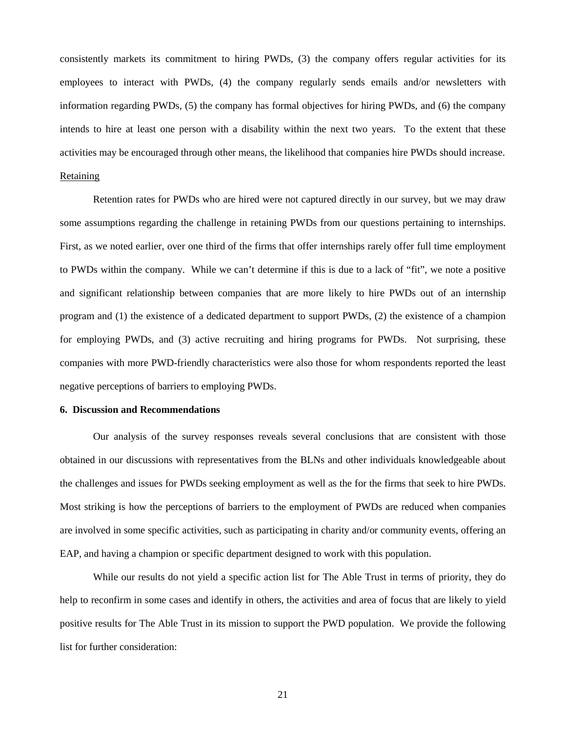consistently markets its commitment to hiring PWDs, (3) the company offers regular activities for its employees to interact with PWDs, (4) the company regularly sends emails and/or newsletters with information regarding PWDs, (5) the company has formal objectives for hiring PWDs, and (6) the company intends to hire at least one person with a disability within the next two years. To the extent that these activities may be encouraged through other means, the likelihood that companies hire PWDs should increase.

Retaining

Retention rates for PWDs who are hired were not captured directly in our survey, but we may draw some assumptions regarding the challenge in retaining PWDs from our questions pertaining to internships. First, as we noted earlier, over one third of the firms that offer internships rarely offer full time employment to PWDs within the company. While we can't determine if this is due to a lack of "fit", we note a positive and significant relationship between companies that are more likely to hire PWDs out of an internship program and (1) the existence of a dedicated department to support PWDs, (2) the existence of a champion for employing PWDs, and (3) active recruiting and hiring programs for PWDs. Not surprising, these companies with more PWD-friendly characteristics were also those for whom respondents reported the least negative perceptions of barriers to employing PWDs.

**6. Discussion and Recommendations**

Our analysis of the survey responses reveals several conclusions that are consistent with those obtained in our discussions with representatives from the BLNs and other individuals knowledgeable about the challenges and issues for PWDs seeking employment as well as the for the firms that seek to hire PWDs. Most striking is how the perceptions of barriers to the employment of PWDs are reduced when companies are involved in some specific activities, such as participating in charity and/or community events, offering an EAP, and having a champion or specific department designed to work with this population.

While our results do not yield a specific action list for The Able Trust in terms of priority, they do help to reconfirm in some cases and identify in others, the activities and area of focus that are likely to yield positive results for The Able Trust in its mission to support the PWD population. We provide the following list for further consideration: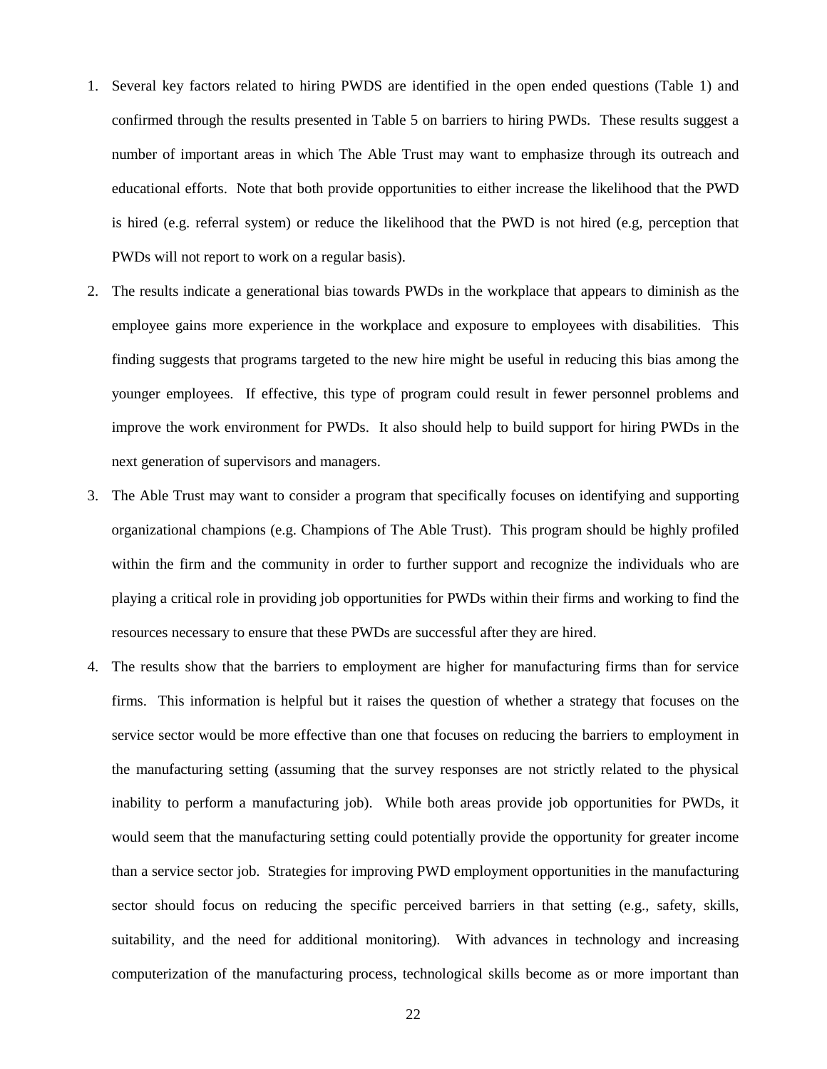1. Several key factors related to hiring PWDS are identified in the open ended questions (Table 1) and confirmed through the results presented in Table 5 on barriers to hiring PWDs. These results suggest a number of important areas in which The Able Trust may want to emphasize through its outreach and educational efforts. Note that both provide opportunities to either increase the likelihood that the PWD is hired (e.g. referral system) or reduce the likelihood that the PWD is not hired (e.g, perception that PWDs will not report to work on a regular basis).

2. The results indicate a generational bias towards PWDs in the workplace that appears to diminish as the employee gains more experience in the workplace and exposure to employees with disabilities. This finding suggests that programs targeted to the new hire might be useful in reducing this bias among the younger employees. If effective, this type of program could result in fewer personnel problems and improve the work environment for PWDs. It also should help to build support for hiring PWDs in the next generation of supervisors and managers.

3. The Able Trust may want to consider a program that specifically focuses on identifying and supporting organizational champions (e.g. Champions of The Able Trust). This program should be highly profiled within the firm and the community in order to further support and recognize the individuals who are playing a critical role in providing job opportunities for PWDs within their firms and working to find the resources necessary to ensure that these PWDs are successful after they are hired.

4. The results show that the barriers to employment are higher for manufacturing firms than for service firms. This information is helpful but it raises the question of whether a strategy that focuses on the service sector would be more effective than one that focuses on reducing the barriers to employment in the manufacturing setting (assuming that the survey responses are not strictly related to the physical inability to perform a manufacturing job). While both areas provide job opportunities for PWDs, it would seem that the manufacturing setting could potentially provide the opportunity for greater income than a service sector job. Strategies for improving PWD employment opportunities in the manufacturing sector should focus on reducing the specific perceived barriers in that setting (e.g., safety, skills, suitability, and the need for additional monitoring). With advances in technology and increasing computerization of the manufacturing process, technological skills become as or more important than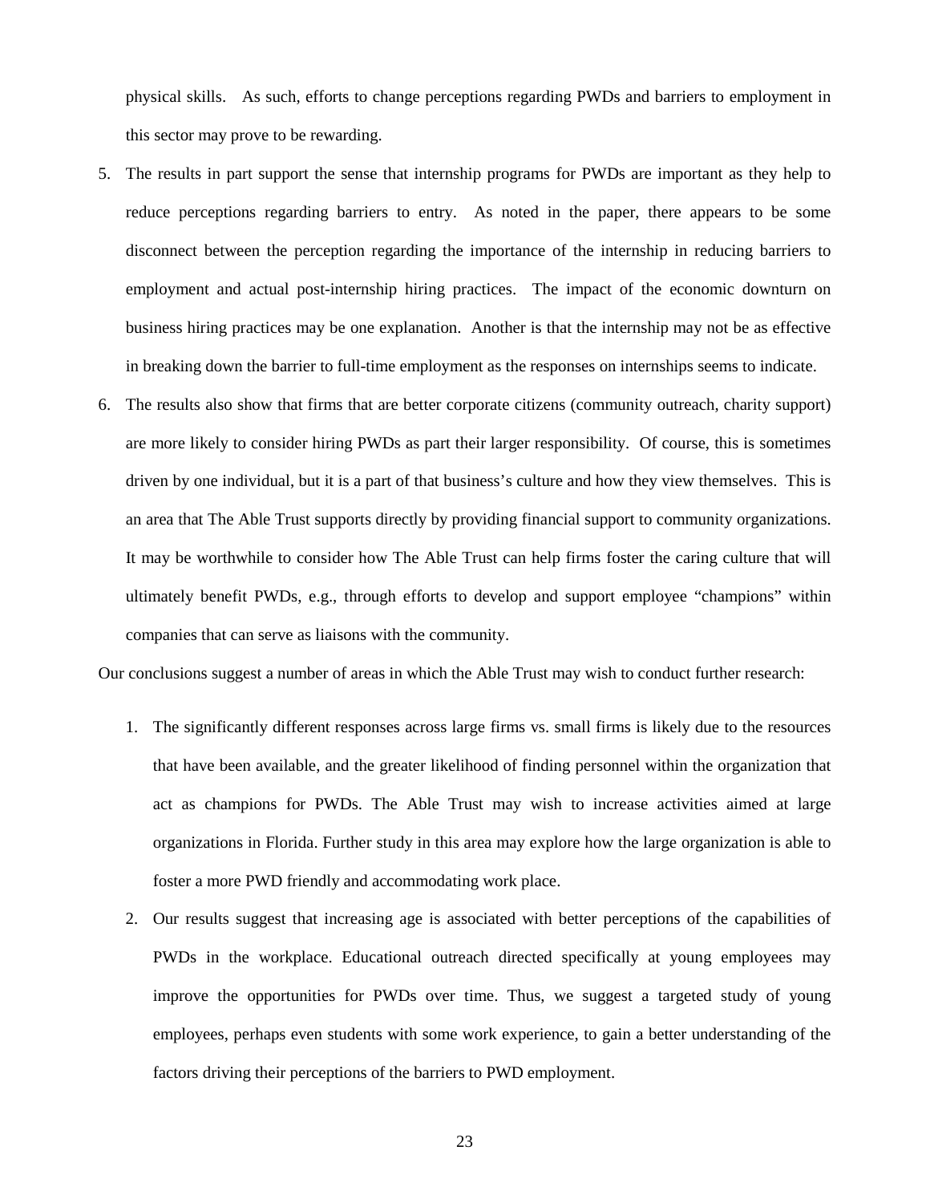physical skills. As such, efforts to change perceptions regarding PWDs and barriers to employment in this sector may prove to be rewarding.

5. The results in part support the sense that internship programs for PWDs are important as they help to reduce perceptions regarding barriers to entry. As noted in the paper, there appears to be some disconnect between the perception regarding the importance of the internship in reducing barriers to employment and actual post-internship hiring practices. The impact of the economic downturn on business hiring practices may be one explanation. Another is that the internship may not be as effective in breaking down the barrier to full-time employment as the responses on internships seems to indicate.
6. The results also show that firms that are better corporate citizens (community outreach, charity support) are more likely to consider hiring PWDs as part their larger responsibility. Of course, this is sometimes driven by one individual, but it is a part of that business's culture and how they view themselves. This is an area that The Able Trust supports directly by providing financial support to community organizations. It may be worthwhile to consider how The Able Trust can help firms foster the caring culture that will ultimately benefit PWDs, e.g., through efforts to develop and support employee "champions" within companies that can serve as liaisons with the community.

Our conclusions suggest a number of areas in which the Able Trust may wish to conduct further research:

1. The significantly different responses across large firms vs. small firms is likely due to the resources that have been available, and the greater likelihood of finding personnel within the organization that act as champions for PWDs. The Able Trust may wish to increase activities aimed at large organizations in Florida. Further study in this area may explore how the large organization is able to foster a more PWD friendly and accommodating work place.
2. Our results suggest that increasing age is associated with better perceptions of the capabilities of PWDs in the workplace. Educational outreach directed specifically at young employees may improve the opportunities for PWDs over time. Thus, we suggest a targeted study of young employees, perhaps even students with some work experience, to gain a better understanding of the factors driving their perceptions of the barriers to PWD employment.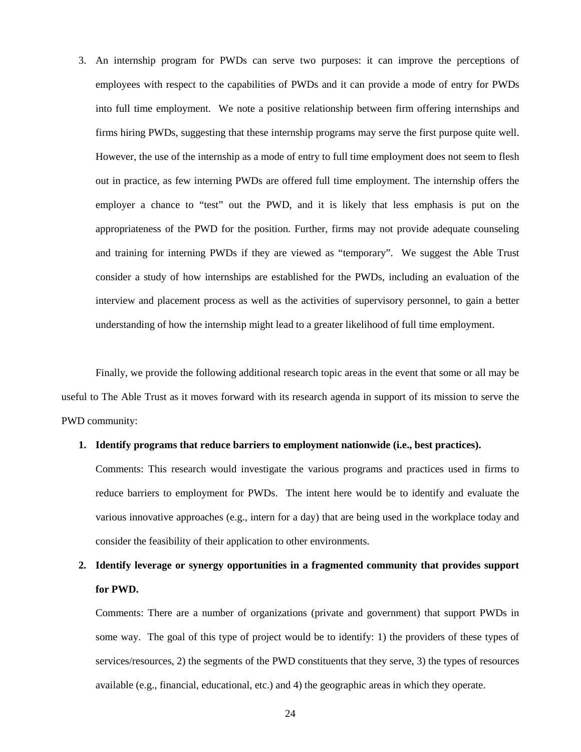3. An internship program for PWDs can serve two purposes: it can improve the perceptions of employees with respect to the capabilities of PWDs and it can provide a mode of entry for PWDs into full time employment. We note a positive relationship between firm offering internships and firms hiring PWDs, suggesting that these internship programs may serve the first purpose quite well. However, the use of the internship as a mode of entry to full time employment does not seem to flesh out in practice, as few interning PWDs are offered full time employment. The internship offers the employer a chance to "test" out the PWD, and it is likely that less emphasis is put on the appropriateness of the PWD for the position. Further, firms may not provide adequate counseling and training for interning PWDs if they are viewed as "temporary". We suggest the Able Trust consider a study of how internships are established for the PWDs, including an evaluation of the interview and placement process as well as the activities of supervisory personnel, to gain a better understanding of how the internship might lead to a greater likelihood of full time employment.

Finally, we provide the following additional research topic areas in the event that some or all may be useful to The Able Trust as it moves forward with its research agenda in support of its mission to serve the PWD community:

1. **Identify programs that reduce barriers to employment nationwide (i.e., best practices).**

   Comments: This research would investigate the various programs and practices used in firms to reduce barriers to employment for PWDs. The intent here would be to identify and evaluate the various innovative approaches (e.g., intern for a day) that are being used in the workplace today and consider the feasibility of their application to other environments.

2. **Identify leverage or synergy opportunities in a fragmented community that provides support for PWD.**

   Comments: There are a number of organizations (private and government) that support PWDs in some way. The goal of this type of project would be to identify: 1) the providers of these types of services/resources, 2) the segments of the PWD constituents that they serve, 3) the types of resources available (e.g., financial, educational, etc.) and 4) the geographic areas in which they operate.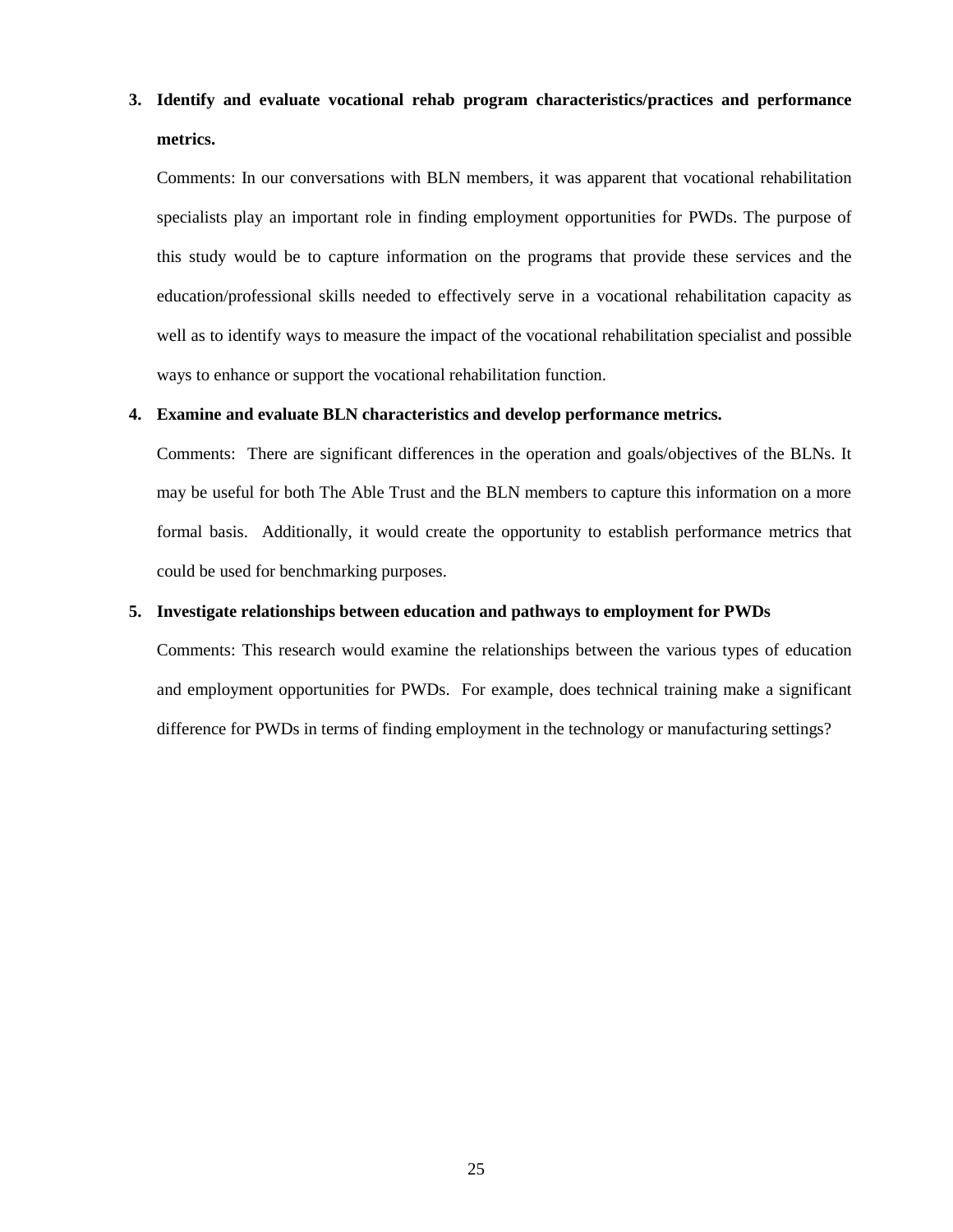3. **Identify and evaluate vocational rehab program characteristics/practices and performance metrics.**

   Comments: In our conversations with BLN members, it was apparent that vocational rehabilitation specialists play an important role in finding employment opportunities for PWDs. The purpose of this study would be to capture information on the programs that provide these services and the education/professional skills needed to effectively serve in a vocational rehabilitation capacity as well as to identify ways to measure the impact of the vocational rehabilitation specialist and possible ways to enhance or support the vocational rehabilitation function.

4. **Examine and evaluate BLN characteristics and develop performance metrics.**

   Comments: There are significant differences in the operation and goals/objectives of the BLNs. It may be useful for both The Able Trust and the BLN members to capture this information on a more formal basis. Additionally, it would create the opportunity to establish performance metrics that could be used for benchmarking purposes.

5. **Investigate relationships between education and pathways to employment for PWDs**

   Comments: This research would examine the relationships between the various types of education and employment opportunities for PWDs. For example, does technical training make a significant difference for PWDs in terms of finding employment in the technology or manufacturing settings?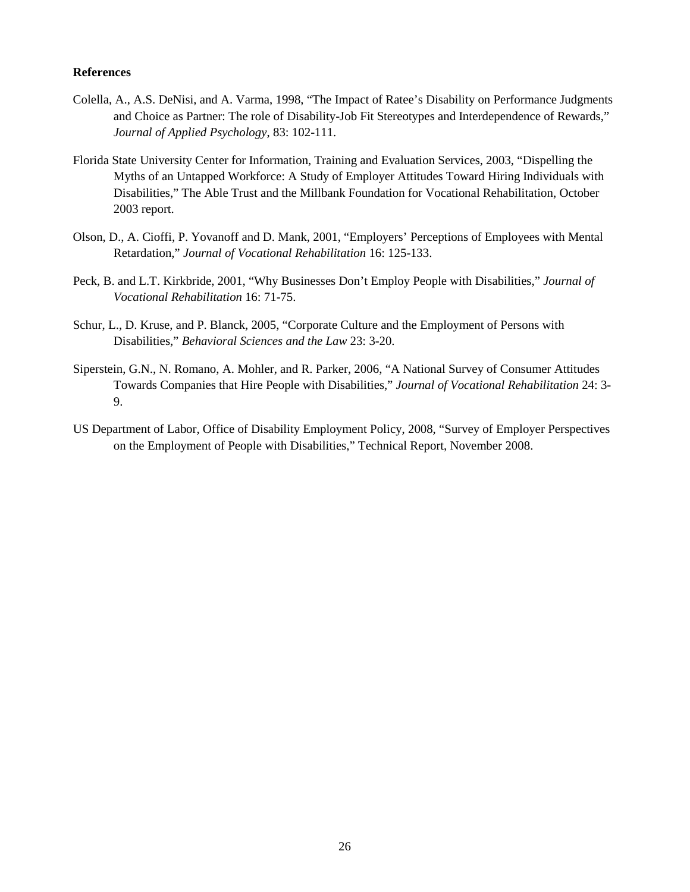**References**

Colella, A., A.S. DeNisi, and A. Varma, 1998, "The Impact of Ratee's Disability on Performance Judgments and Choice as Partner: The role of Disability-Job Fit Stereotypes and Interdependence of Rewards," *Journal of Applied Psychology*, 83: 102-111.

Florida State University Center for Information, Training and Evaluation Services, 2003, "Dispelling the Myths of an Untapped Workforce: A Study of Employer Attitudes Toward Hiring Individuals with Disabilities," The Able Trust and the Millbank Foundation for Vocational Rehabilitation, October 2003 report.

Olson, D., A. Cioffi, P. Yovanoff and D. Mank, 2001, "Employers' Perceptions of Employees with Mental Retardation," *Journal of Vocational Rehabilitation* 16: 125-133.

Peck, B. and L.T. Kirkbride, 2001, "Why Businesses Don't Employ People with Disabilities," *Journal of Vocational Rehabilitation* 16: 71-75.

Schur, L., D. Kruse, and P. Blanck, 2005, "Corporate Culture and the Employment of Persons with Disabilities," *Behavioral Sciences and the Law* 23: 3-20.

Siperstein, G.N., N. Romano, A. Mohler, and R. Parker, 2006, "A National Survey of Consumer Attitudes Towards Companies that Hire People with Disabilities," *Journal of Vocational Rehabilitation* 24: 3-9.

US Department of Labor, Office of Disability Employment Policy, 2008, "Survey of Employer Perspectives on the Employment of People with Disabilities," Technical Report, November 2008.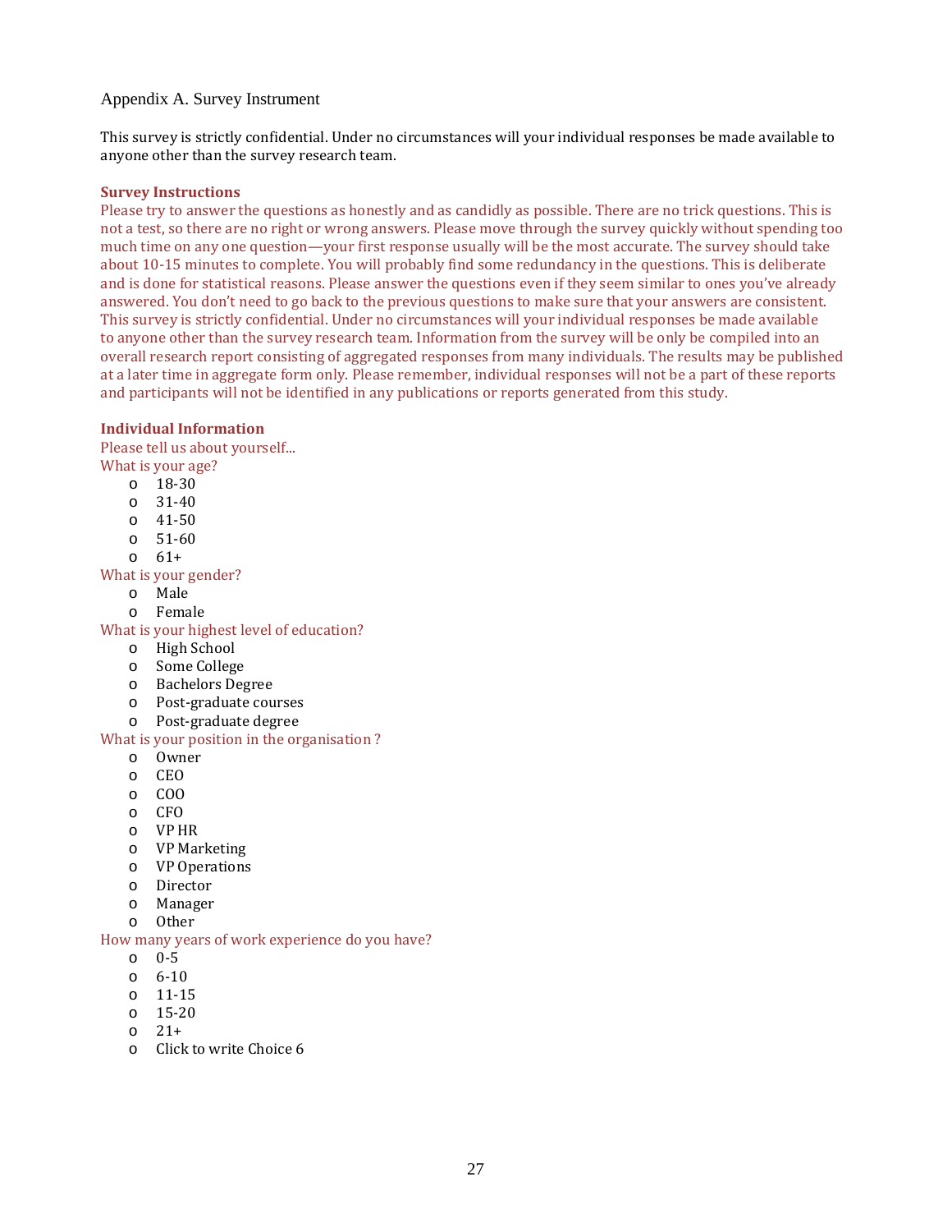Appendix A. Survey Instrument

This survey is strictly confidential. Under no circumstances will your individual responses be made available to anyone other than the survey research team.

**Survey Instructions**

Please try to answer the questions as honestly and as candidly as possible. There are no trick questions. This is not a test, so there are no right or wrong answers. Please move through the survey quickly without spending too much time on any one question—your first response usually will be the most accurate. The survey should take about 10-15 minutes to complete. You will probably find some redundancy in the questions. This is deliberate and is done for statistical reasons. Please answer the questions even if they seem similar to ones you've already answered. You don't need to go back to the previous questions to make sure that your answers are consistent. This survey is strictly confidential. Under no circumstances will your individual responses be made available to anyone other than the survey research team. Information from the survey will be only be compiled into an overall research report consisting of aggregated responses from many individuals. The results may be published at a later time in aggregate form only. Please remember, individual responses will not be a part of these reports and participants will not be identified in any publications or reports generated from this study.

**Individual Information**

Please tell us about yourself...

What is your age?

- 18-30
- 31-40
- 41-50
- 51-60
- 61+

What is your gender?

- Male
- Female

What is your highest level of education?

- High School
- Some College
- Bachelors Degree
- Post-graduate courses
- Post-graduate degree

What is your position in the organisation ?

- Owner
- CEO
- COO
- CFO
- VP HR
- VP Marketing
- VP Operations
- Director
- Manager
- Other

How many years of work experience do you have?

- 0-5
- 6-10
- 11-15
- 15-20
- 21+
- Click to write Choice 6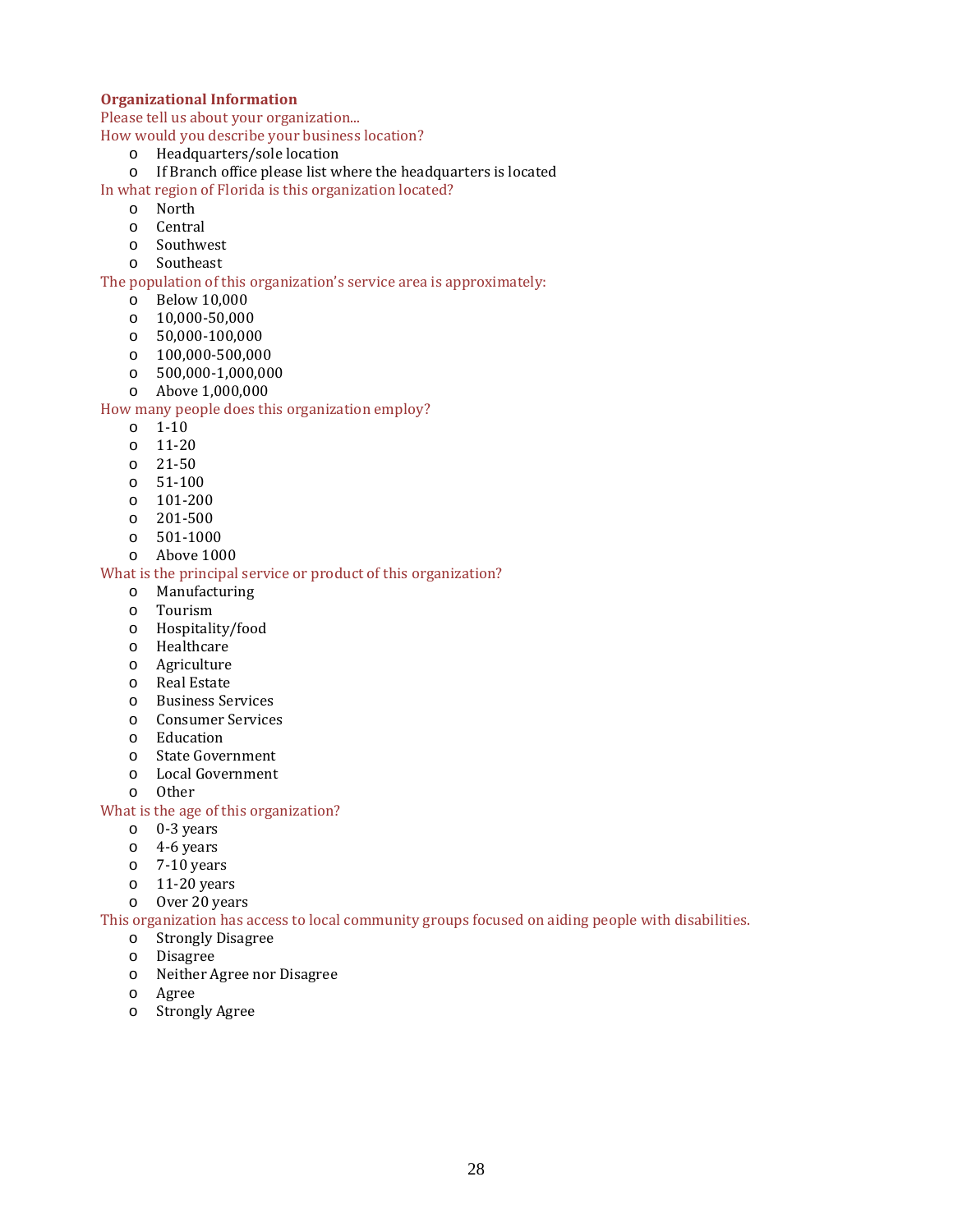**Organizational Information**

Please tell us about your organization...

How would you describe your business location?

- Headquarters/sole location
- If Branch office please list where the headquarters is located

In what region of Florida is this organization located?

- North
- Central
- Southwest
- Southeast

The population of this organization's service area is approximately:

- Below 10,000
- 10,000-50,000
- 50,000-100,000
- 100,000-500,000
- 500,000-1,000,000
- Above 1,000,000

How many people does this organization employ?

- 1-10
- 11-20
- 21-50
- 51-100
- 101-200
- 201-500
- 501-1000
- Above 1000

What is the principal service or product of this organization?

- Manufacturing
- Tourism
- Hospitality/food
- Healthcare
- Agriculture
- Real Estate
- Business Services
- Consumer Services
- Education
- State Government
- Local Government
- Other

What is the age of this organization?

- 0-3 years
- 4-6 years
- 7-10 years
- 11-20 years
- Over 20 years

This organization has access to local community groups focused on aiding people with disabilities.

- Strongly Disagree
- Disagree
- Neither Agree nor Disagree
- Agree
- Strongly Agree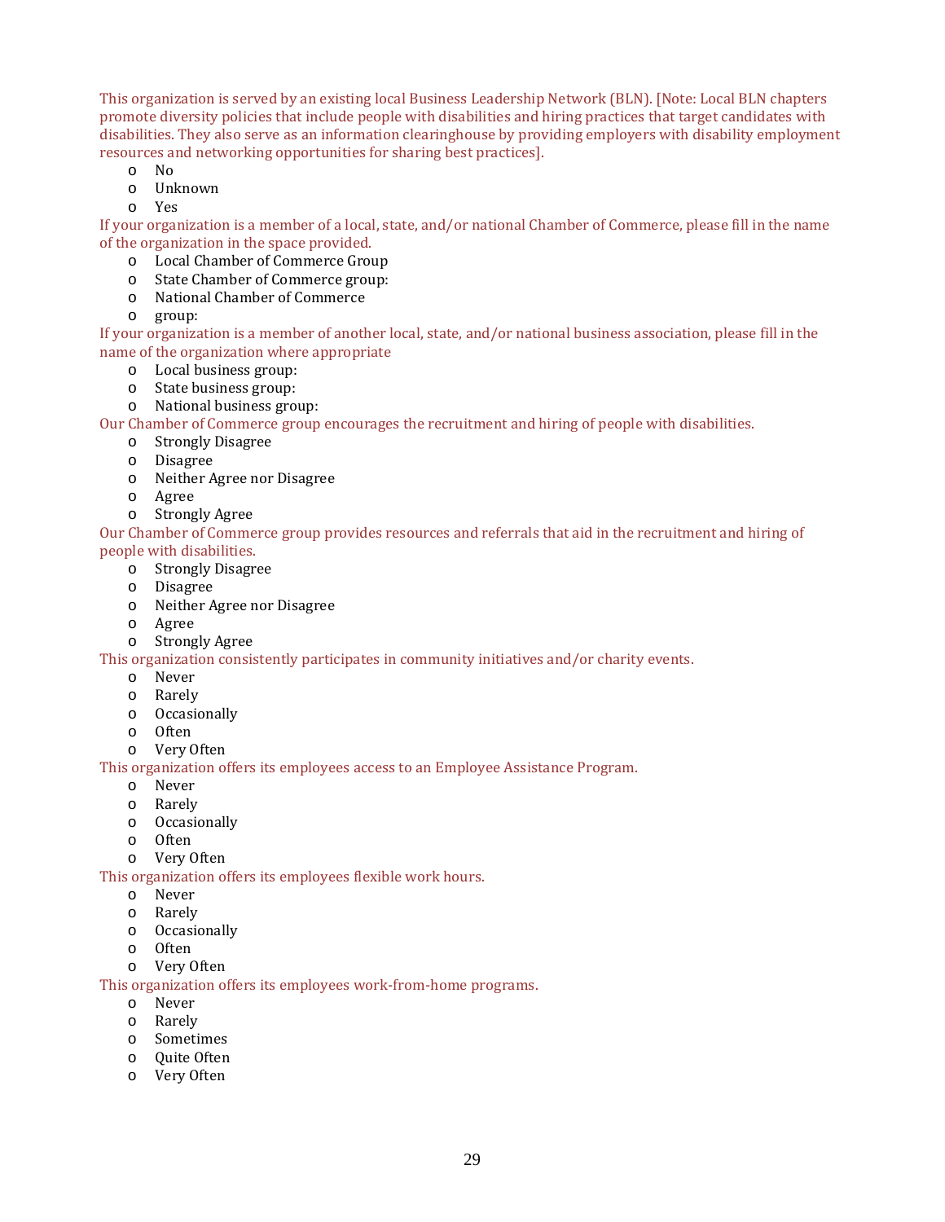This organization is served by an existing local Business Leadership Network (BLN). [Note: Local BLN chapters promote diversity policies that include people with disabilities and hiring practices that target candidates with disabilities. They also serve as an information clearinghouse by providing employers with disability employment resources and networking opportunities for sharing best practices].

- No
- Unknown
- Yes

If your organization is a member of a local, state, and/or national Chamber of Commerce, please fill in the name of the organization in the space provided.

- Local Chamber of Commerce Group
- State Chamber of Commerce group:
- National Chamber of Commerce
- group:

If your organization is a member of another local, state, and/or national business association, please fill in the name of the organization where appropriate

- Local business group:
- State business group:
- National business group:

Our Chamber of Commerce group encourages the recruitment and hiring of people with disabilities.

- Strongly Disagree
- Disagree
- Neither Agree nor Disagree
- Agree
- Strongly Agree

Our Chamber of Commerce group provides resources and referrals that aid in the recruitment and hiring of people with disabilities.

- Strongly Disagree
- Disagree
- Neither Agree nor Disagree
- Agree
- Strongly Agree

This organization consistently participates in community initiatives and/or charity events.

- Never
- Rarely
- Occasionally
- Often
- Very Often

This organization offers its employees access to an Employee Assistance Program.

- Never
- Rarely
- Occasionally
- Often
- Very Often

This organization offers its employees flexible work hours.

- Never
- Rarely
- Occasionally
- Often
- Very Often

This organization offers its employees work-from-home programs.

- Never
- Rarely
- Sometimes
- Quite Often
- Very Often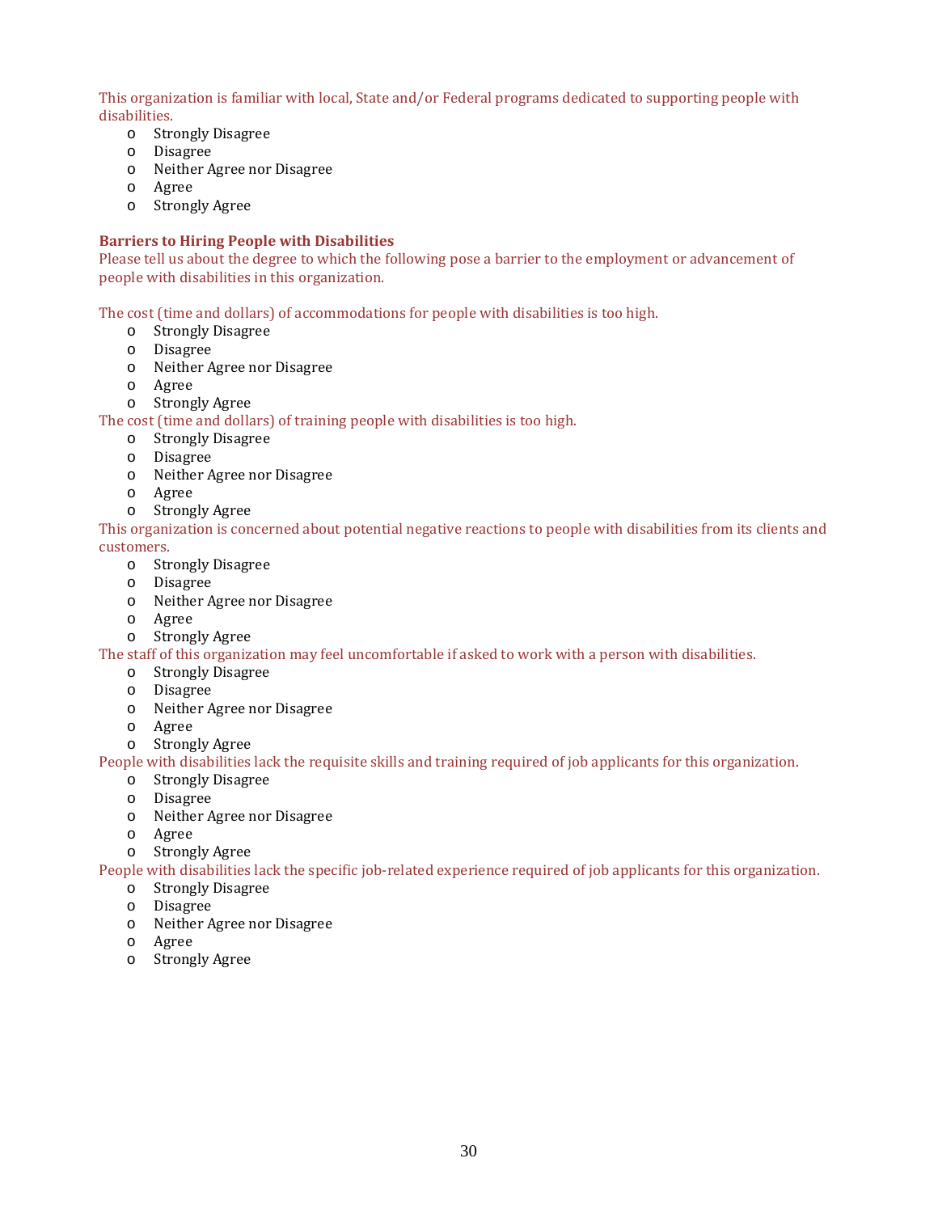This organization is familiar with local, State and/or Federal programs dedicated to supporting people with disabilities.

- o Strongly Disagree
- o Disagree
- o Neither Agree nor Disagree
- o Agree
- o Strongly Agree

**Barriers to Hiring People with Disabilities**

Please tell us about the degree to which the following pose a barrier to the employment or advancement of people with disabilities in this organization.

The cost (time and dollars) of accommodations for people with disabilities is too high.

- o Strongly Disagree
- o Disagree
- o Neither Agree nor Disagree
- o Agree
- o Strongly Agree

The cost (time and dollars) of training people with disabilities is too high.

- o Strongly Disagree
- o Disagree
- o Neither Agree nor Disagree
- o Agree
- o Strongly Agree

This organization is concerned about potential negative reactions to people with disabilities from its clients and customers.

- o Strongly Disagree
- o Disagree
- o Neither Agree nor Disagree
- o Agree
- o Strongly Agree

The staff of this organization may feel uncomfortable if asked to work with a person with disabilities.

- o Strongly Disagree
- o Disagree
- o Neither Agree nor Disagree
- o Agree
- o Strongly Agree

People with disabilities lack the requisite skills and training required of job applicants for this organization.

- o Strongly Disagree
- o Disagree
- o Neither Agree nor Disagree
- o Agree
- o Strongly Agree

People with disabilities lack the specific job-related experience required of job applicants for this organization.

- o Strongly Disagree
- o Disagree
- o Neither Agree nor Disagree
- o Agree
- o Strongly Agree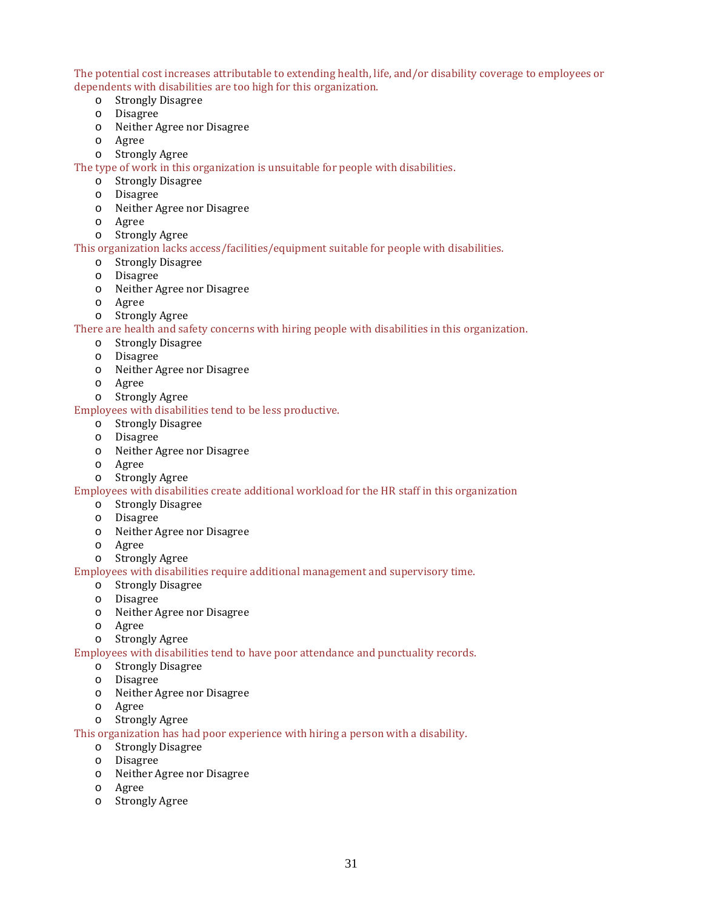The potential cost increases attributable to extending health, life, and/or disability coverage to employees or dependents with disabilities are too high for this organization.

- Strongly Disagree
- Disagree
- Neither Agree nor Disagree
- Agree
- Strongly Agree

The type of work in this organization is unsuitable for people with disabilities.

- Strongly Disagree
- Disagree
- Neither Agree nor Disagree
- Agree
- Strongly Agree

This organization lacks access/facilities/equipment suitable for people with disabilities.

- Strongly Disagree
- Disagree
- Neither Agree nor Disagree
- Agree
- Strongly Agree

There are health and safety concerns with hiring people with disabilities in this organization.

- Strongly Disagree
- Disagree
- Neither Agree nor Disagree
- Agree
- Strongly Agree

Employees with disabilities tend to be less productive.

- Strongly Disagree
- Disagree
- Neither Agree nor Disagree
- Agree
- Strongly Agree

Employees with disabilities create additional workload for the HR staff in this organization

- Strongly Disagree
- Disagree
- Neither Agree nor Disagree
- Agree
- Strongly Agree

Employees with disabilities require additional management and supervisory time.

- Strongly Disagree
- Disagree
- Neither Agree nor Disagree
- Agree
- Strongly Agree

Employees with disabilities tend to have poor attendance and punctuality records.

- Strongly Disagree
- Disagree
- Neither Agree nor Disagree
- Agree
- Strongly Agree

This organization has had poor experience with hiring a person with a disability.

- Strongly Disagree
- Disagree
- Neither Agree nor Disagree
- Agree
- Strongly Agree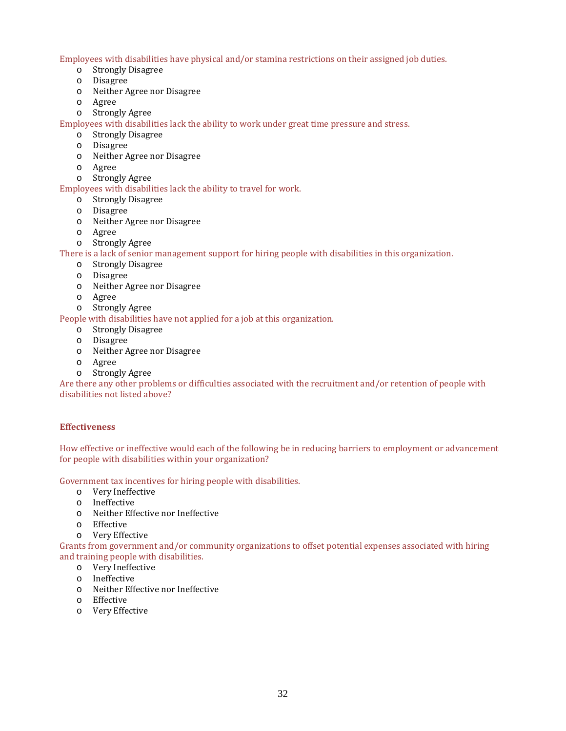Employees with disabilities have physical and/or stamina restrictions on their assigned job duties.

- Strongly Disagree
- Disagree
- Neither Agree nor Disagree
- Agree
- Strongly Agree

Employees with disabilities lack the ability to work under great time pressure and stress.

- Strongly Disagree
- Disagree
- Neither Agree nor Disagree
- Agree
- Strongly Agree

Employees with disabilities lack the ability to travel for work.

- Strongly Disagree
- Disagree
- Neither Agree nor Disagree
- Agree
- Strongly Agree

There is a lack of senior management support for hiring people with disabilities in this organization.

- Strongly Disagree
- Disagree
- Neither Agree nor Disagree
- Agree
- Strongly Agree

People with disabilities have not applied for a job at this organization.

- Strongly Disagree
- Disagree
- Neither Agree nor Disagree
- Agree
- Strongly Agree

Are there any other problems or difficulties associated with the recruitment and/or retention of people with disabilities not listed above?

**Effectiveness**

How effective or ineffective would each of the following be in reducing barriers to employment or advancement for people with disabilities within your organization?

Government tax incentives for hiring people with disabilities.

- Very Ineffective
- Ineffective
- Neither Effective nor Ineffective
- Effective
- Very Effective

Grants from government and/or community organizations to offset potential expenses associated with hiring and training people with disabilities.

- Very Ineffective
- Ineffective
- Neither Effective nor Ineffective
- Effective
- Very Effective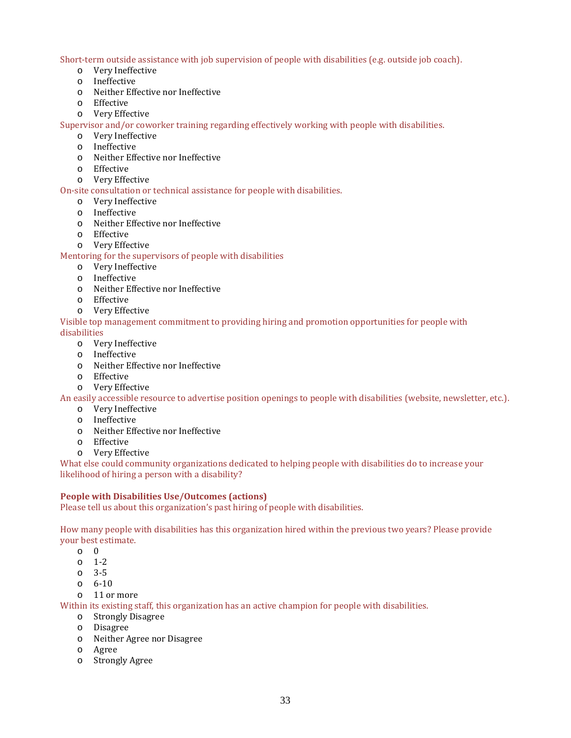Short-term outside assistance with job supervision of people with disabilities (e.g. outside job coach).

- Very Ineffective
- Ineffective
- Neither Effective nor Ineffective
- Effective
- Very Effective

Supervisor and/or coworker training regarding effectively working with people with disabilities.

- Very Ineffective
- Ineffective
- Neither Effective nor Ineffective
- Effective
- Very Effective

On-site consultation or technical assistance for people with disabilities.

- Very Ineffective
- Ineffective
- Neither Effective nor Ineffective
- Effective
- Very Effective

Mentoring for the supervisors of people with disabilities

- Very Ineffective
- Ineffective
- Neither Effective nor Ineffective
- Effective
- Very Effective

Visible top management commitment to providing hiring and promotion opportunities for people with disabilities

- Very Ineffective
- Ineffective
- Neither Effective nor Ineffective
- Effective
- Very Effective

An easily accessible resource to advertise position openings to people with disabilities (website, newsletter, etc.).

- Very Ineffective
- Ineffective
- Neither Effective nor Ineffective
- Effective
- Very Effective

What else could community organizations dedicated to helping people with disabilities do to increase your likelihood of hiring a person with a disability?

**People with Disabilities Use/Outcomes (actions)**

Please tell us about this organization's past hiring of people with disabilities.

How many people with disabilities has this organization hired within the previous two years? Please provide your best estimate.

- 0
- 1-2
- 3-5
- 6-10
- 11 or more

Within its existing staff, this organization has an active champion for people with disabilities.

- Strongly Disagree
- Disagree
- Neither Agree nor Disagree
- Agree
- Strongly Agree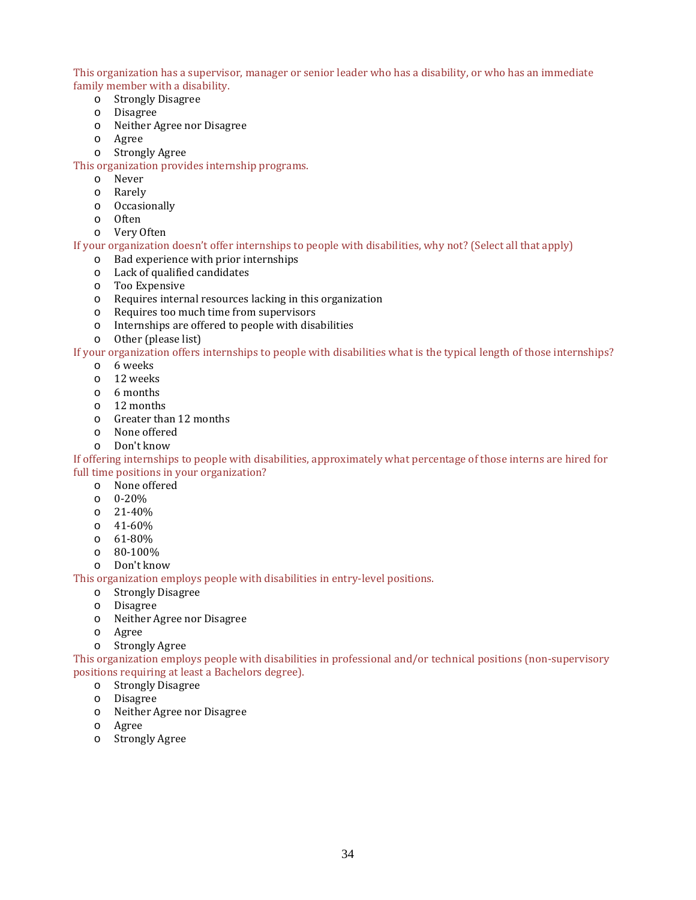This organization has a supervisor, manager or senior leader who has a disability, or who has an immediate family member with a disability.

- Strongly Disagree
- Disagree
- Neither Agree nor Disagree
- Agree
- Strongly Agree

This organization provides internship programs.

- Never
- Rarely
- Occasionally
- Often
- Very Often

If your organization doesn't offer internships to people with disabilities, why not? (Select all that apply)

- Bad experience with prior internships
- Lack of qualified candidates
- Too Expensive
- Requires internal resources lacking in this organization
- Requires too much time from supervisors
- Internships are offered to people with disabilities
- Other (please list)

If your organization offers internships to people with disabilities what is the typical length of those internships?

- 6 weeks
- 12 weeks
- 6 months
- 12 months
- Greater than 12 months
- None offered
- Don't know

If offering internships to people with disabilities, approximately what percentage of those interns are hired for full time positions in your organization?

- None offered
- 0-20%
- 21-40%
- 41-60%
- 61-80%
- 80-100%
- Don't know

This organization employs people with disabilities in entry-level positions.

- Strongly Disagree
- Disagree
- Neither Agree nor Disagree
- Agree
- Strongly Agree

This organization employs people with disabilities in professional and/or technical positions (non-supervisory positions requiring at least a Bachelors degree).

- Strongly Disagree
- Disagree
- Neither Agree nor Disagree
- Agree
- Strongly Agree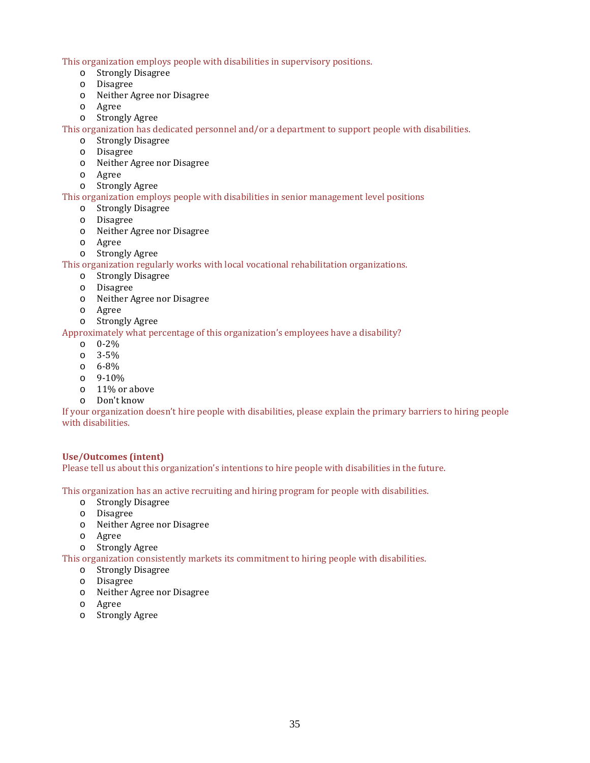This organization employs people with disabilities in supervisory positions.

- Strongly Disagree
- Disagree
- Neither Agree nor Disagree
- Agree
- Strongly Agree

This organization has dedicated personnel and/or a department to support people with disabilities.

- Strongly Disagree
- Disagree
- Neither Agree nor Disagree
- Agree
- Strongly Agree

This organization employs people with disabilities in senior management level positions

- Strongly Disagree
- Disagree
- Neither Agree nor Disagree
- Agree
- Strongly Agree

This organization regularly works with local vocational rehabilitation organizations.

- Strongly Disagree
- Disagree
- Neither Agree nor Disagree
- Agree
- Strongly Agree

Approximately what percentage of this organization's employees have a disability?

- 0-2%
- 3-5%
- 6-8%
- 9-10%
- 11% or above
- Don't know

If your organization doesn't hire people with disabilities, please explain the primary barriers to hiring people with disabilities.

**Use/Outcomes (intent)**

Please tell us about this organization's intentions to hire people with disabilities in the future.

This organization has an active recruiting and hiring program for people with disabilities.

- Strongly Disagree
- Disagree
- Neither Agree nor Disagree
- Agree
- Strongly Agree

This organization consistently markets its commitment to hiring people with disabilities.

- Strongly Disagree
- Disagree
- Neither Agree nor Disagree
- Agree
- Strongly Agree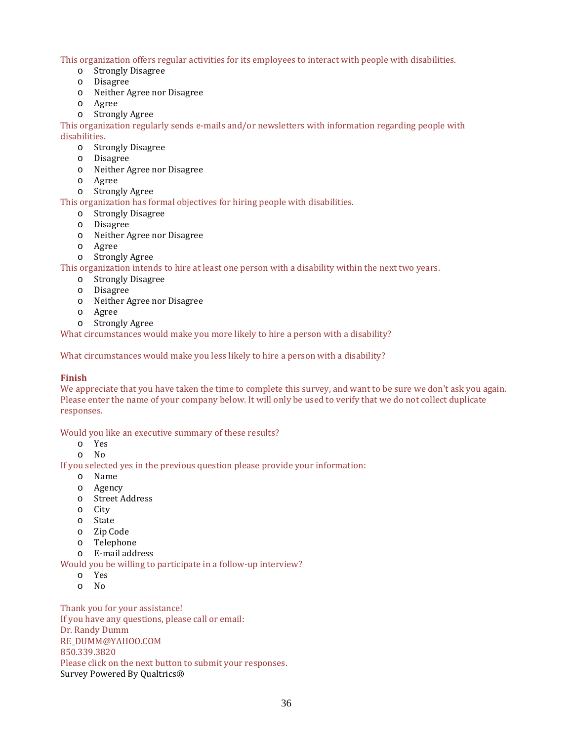This organization offers regular activities for its employees to interact with people with disabilities.

- o Strongly Disagree
- o Disagree
- o Neither Agree nor Disagree
- o Agree
- o Strongly Agree

This organization regularly sends e-mails and/or newsletters with information regarding people with disabilities.

- o Strongly Disagree
- o Disagree
- o Neither Agree nor Disagree
- o Agree
- o Strongly Agree

This organization has formal objectives for hiring people with disabilities.

- o Strongly Disagree
- o Disagree
- o Neither Agree nor Disagree
- o Agree
- o Strongly Agree

This organization intends to hire at least one person with a disability within the next two years.

- o Strongly Disagree
- o Disagree
- o Neither Agree nor Disagree
- o Agree
- o Strongly Agree

What circumstances would make you more likely to hire a person with a disability?

What circumstances would make you less likely to hire a person with a disability?

**Finish**

We appreciate that you have taken the time to complete this survey, and want to be sure we don't ask you again. Please enter the name of your company below. It will only be used to verify that we do not collect duplicate responses.

Would you like an executive summary of these results?

- o Yes
- o No

If you selected yes in the previous question please provide your information:

- o Name
- o Agency
- o Street Address
- o City
- o State
- o Zip Code
- o Telephone
- o E-mail address

Would you be willing to participate in a follow-up interview?

- o Yes
- o No

Thank you for your assistance!
If you have any questions, please call or email:
Dr. Randy Dumm
RE_DUMM@YAHOO.COM
850.339.3820
Please click on the next button to submit your responses.
Survey Powered By Qualtrics®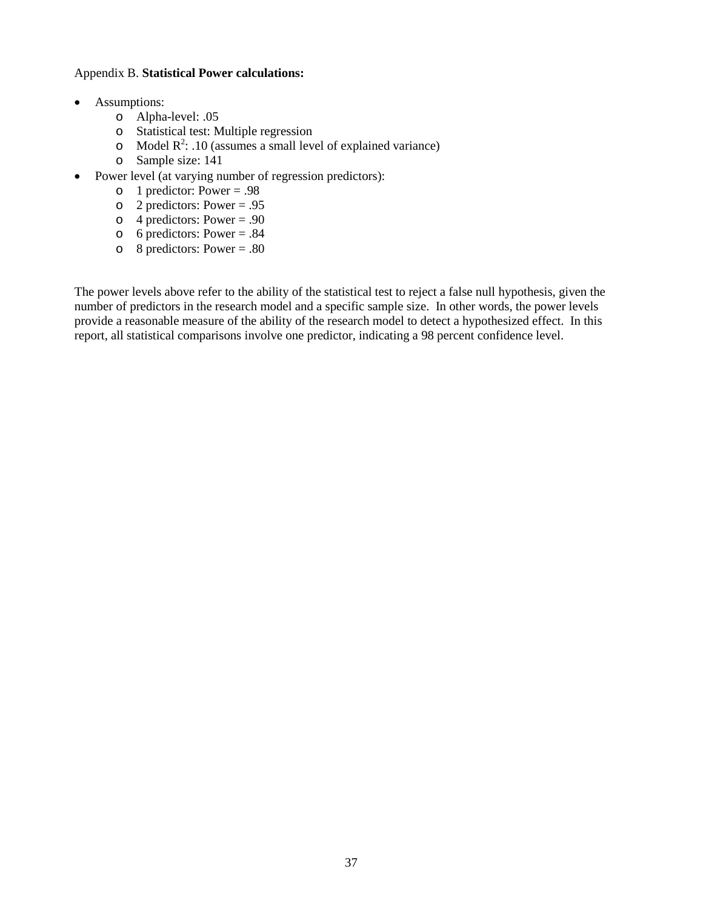Appendix B. **Statistical Power calculations:**

- Assumptions:
  - Alpha-level: .05
  - Statistical test: Multiple regression
  - Model $R^2$: .10 (assumes a small level of explained variance)
  - Sample size: 141
- Power level (at varying number of regression predictors):
  - 1 predictor: Power = .98
  - 2 predictors: Power = .95
  - 4 predictors: Power = .90
  - 6 predictors: Power = .84
  - 8 predictors: Power = .80

The power levels above refer to the ability of the statistical test to reject a false null hypothesis, given the number of predictors in the research model and a specific sample size. In other words, the power levels provide a reasonable measure of the ability of the research model to detect a hypothesized effect. In this report, all statistical comparisons involve one predictor, indicating a 98 percent confidence level.